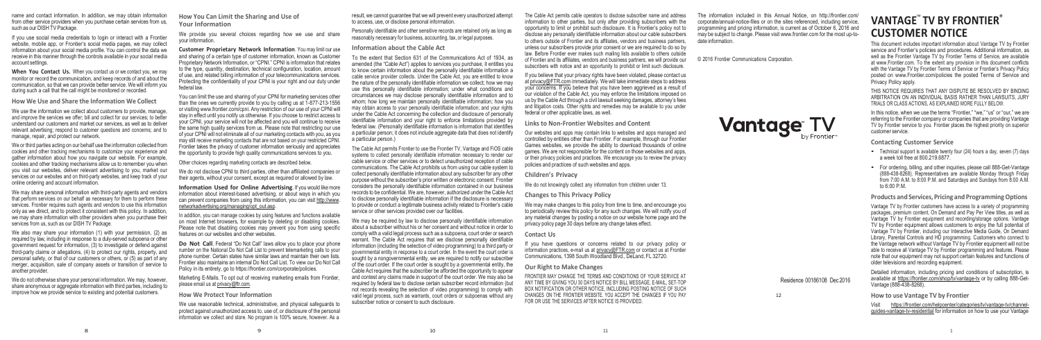name and contact information. In addition, we may obtain information from other service providers when you purchase certain services from us, such as our DISH TV Package.

If you use social media credentials to login or interact with a Frontier website, mobile app, or Frontier's social media pages, we may collect information about your social media profile. You can control the data we receive in this manner through the controls available in your social media account settings.

**When You Contact Us.** When you contact us or we contact you, we may monitor or record the communication, and keep records of and about the communication, so that we can provide better service. We will inform you during such a call that the call might be monitored or recorded.

### How We Use and Share the Information We Collect

We use the information we collect about customers to provide, manage, and improve the services we offer; bill and collect for our services; to better understand our customers and market our services, as well as to deliver relevant advertising; respond to customer questions and concerns; and to manage, repair, and protect our network.

We or third parties acting on our behalf use the information collected from cookies and other tracking mechanisms to customize your experience and gather information about how you navigate our website. For example, cookies and other tracking mechanisms allow us to remember you when you visit our websites, deliver relevant advertising to you, market our services on our websites and on third-party websites, and keep track of your online ordering and account information.

We may share personal information with third-party agents and vendors that perform services on our behalf as necessary for them to perform these services. Frontier requires such agents and vendors to use this information only as we direct, and to protect it consistent with this policy. In addition, we may share information with other providers when you purchase their services from us, such as our DISH TV Package.

We also may share your information (1) with your permission, (2) as required by law, including in response to a duty-served subpoena or other government request for information, (3) to investigate or defend against third-party claims or allegations, (4) to protect our rights, property, and personal safety, or that of our customers or others, or (5) as part of any merger, acquisition, sale of company assets or transition of service to another provider.

We do not otherwise share your personal information. We may, however, share anonymous or aggregate information with third parties, including to improve how we provide service to existing and potential customers.

### How You Can Limit the Sharing and Use of Your Information

We provide you several choices regarding how we use and share your information.

**Customer Proprietary Network Information**. You may limit our use and sharing of a certain type of customer information, known as Customer Proprietary Network Information, or "CPNI." CPNI is information that relates to the type, quantity, destination, technical configuration, location, amount of use, and related billing information of your telecommunications services. Protecting the confidentiality of your CPNI is your right and our duty under federal law.

You can limit the use and sharing of your CPNI for marketing services other than the ones we currently provide to you by calling us at 1-877-213-1556 or visiting www.frontier.com/cpni. Any restriction of our use of your CPNI will stay in effect until you notify us otherwise. If you choose to restrict access to your CPNI, your service will not be affected and you will continue to receive the same high quality services from us. Please note that restricting our use of your CPNI will not eliminate all of our marketing contacts with you, as you may still receive marketing contacts that are not based on your restricted CPNI. Frontier takes the privacy of customer information seriously and appreciates the opportunity to provide high quality communications services to you.

Other choices regarding marketing contacts are described below.

We do not disclose CPNI to third parties, other than affiliated companies or their agents, without your consent, except as required or allowed by law.

**Information Used for Online Advertising**. If you would like more information about interest-based advertising, or about ways in which you can prevent companies from using this information, you can visit http://www.networkadvertising.org/managing/opt_out.asp.

In addition, you can manage cookies by using features and functions available on most Internet browsers, for example by deleting or disabling cookies. Please note that disabling cookies may prevent you from using specific features on our websites and other websites.

**Do Not Call**. Federal "Do Not Call" laws allow you to place your phone number on the National Do Not Call List to prevent telemarketing calls to your phone number. Certain states have similar laws and maintain their own lists. Frontier also maintains an internal Do Not Call List. To view our Do Not Call Policy in its entirety, go to https://frontier.com/corporate/policies.

Marketing E-Mails. To opt out of receiving marketing emails from Frontier, please email us at privacy@ftr.com.

### How We Protect Your Information

We use reasonable technical, administrative, and physical safeguards to protect against unauthorized access to, use of, or disclosure of the personal information we collect and store. No program is 100% secure, however. As a result, we cannot guarantee that we will prevent every unauthorized attempt to access, use, or disclose personal information.

Personally identifiable and other sensitive records are retained only as long as reasonably necessary for business, accounting, tax, or legal purposes.

### Information about the Cable Act

To the extent that Section 631 of the Communications Act of 1934, as amended (the "Cable Act") applies to services you purchase, it entitles you to know certain information about the personally identifiable information a cable service provider collects. Under the Cable Act, you are entitled to know the nature of the personally identifiable information we collect; how we may use this personally identifiable information; under what conditions and circumstances we may disclose personally identifiable information and to whom; how long we maintain personally identifiable information; how you may obtain access to your personally identifiable information; and your rights under the Cable Act concerning the collection and disclosure of personally identifiable information and your right to enforce limitations provided by federal law. (Personally identifiable information is information that identifies a particular person; it does not include aggregate data that does not identify a particular person.)

The Cable Act permits Frontier to use the Frontier TV, Vantage and FiOS cable systems to collect personally identifiable information necessary to render our cable service or other services or to detect unauthorized reception of cable communications. The Cable Act prohibits us from using our cable system to collect personally identifiable information about any subscriber for any other purpose without the subscriber's prior written or electronic consent. Frontier considers the personally identifiable information contained in our business records to be confidential. We are, however, authorized under the Cable Act to disclose personally identifiable information if the disclosure is necessary to provide or conduct a legitimate business activity related to Frontier's cable service or other services provided over our facilities.

We may be required by law to disclose personally identifiable information about a subscriber without his or her consent and without notice in order to comply with a valid legal process such as a subpoena, court order or search warrant. The Cable Act requires that we disclose personally identifiable information (including the selection of video programming) to a third party or governmental entity in response to a court order. In the event the court order is sought by a nongovernmental entity, we are required to notify our subscriber of the court order. If the court order is sought by a governmental entity, the Cable Act requires that the subscriber be afforded the opportunity to appear and contest any claims made in support of the court order. We may also be required by federal law to disclose certain subscriber record information (but not records revealing the selection of video programming) to comply with valid legal process, such as warrants, court orders or subpoenas without any subscriber notice or consent to such disclosure.

The Cable Act permits cable operators to disclose subscriber name and address information to other parties, but only after providing subscribers with the opportunity to limit or prohibit such disclosure. It is Frontier's policy not to disclose any personally identifiable information about our cable subscribers to others outside of Frontier and its affiliates, vendors and business partners, unless our subscribers provide prior consent or we are required to do so by law. Before Frontier ever makes such mailing lists available to others outside of Frontier and its affiliates, vendors and business partners, we will provide our subscribers with notice and an opportunity to prohibit or limit such disclosure.

If you believe that your privacy rights have been violated, please contact us at privacy@FTR.com immediately. We will take immediate steps to address your concerns. If you believe that you have been aggrieved as a result of our violation of the Cable Act, you may enforce the limitations imposed on us by the Cable Act through a civil lawsuit seeking damages, attorney's fees and litigation costs. Other rights and remedies may be available to you under federal or other applicable laws, as well.

### Links to Non-Frontier Websites and Content

Our websites and apps may contain links to websites and apps managed and controlled by entities other than Frontier. For example, through our Frontier Games websites, we provide the ability to download thousands of online games. We are not responsible for the content on those websites and apps, or their privacy policies and practices. We encourage you to review the privacy policies and practices of such websites and apps.

### Children's Privacy

We do not knowingly collect any information from children under 13.

### Changes to This Privacy Policy

We may make changes to this policy from time to time, and encourage you to periodically review this policy for any such changes. We will notify you of any material changes by posting a notice on our website home page and the privacy policy page 30 days before any change takes effect.

### Contact Us

If you have questions or concerns related to our privacy policy or information practices, e-mail us at privacy@FTR.com or contact us at Frontier Communications, 1398 South Woodland Blvd., DeLand, FL 32720.

### Our Right to Make Changes

FRONTIER MAY CHANGE THE TERMS AND CONDITIONS OF YOUR SERVICE AT ANY TIME BY GIVING YOU 30 DAYS NOTICE BY BILL MESSAGE, E-MAIL, SET-TOP BOX NOTIFICATION OR OTHER NOTICE, INCLUDING POSTING NOTICE OF SUCH CHANGES ON THE FRONTIER WEBSITE. YOU ACCEPT THE CHANGES IF YOU PAY FOR OR USE THE SERVICES AFTER NOTICE IS PROVIDED.

The information included in this Annual Notice, on http://frontier.com/corporate/annual-notice-files or on the sites referenced, including service, programming and pricing information, is current as of October 6, 2016 and may be subject to change. Please visit www.frontier.com for the most up-to-date information.

© 2016 Frontier Communications Corporation.

Vantage TV by Frontier

Residence 00186108 Dec 2016

# VANTAGE™ TV BY FRONTIER® CUSTOMER NOTICE

This document includes important information about Vantage TV by Frontier service and Frontier's policies and procedures. Additional information, as well as the Frontier Vantage TV by Frontier Terms of Service, are available at www.Frontier.com. To the extent any provision in this document conflicts with the Vantage TV by Frontier Terms of Service or Frontier's Privacy Policy posted on www.Frontier.com/policies the posted Terms of Service and Privacy Policy apply.

THIS NOTICE REQUIRES THAT ANY DISPUTE BE RESOLVED BY BINDING ARBITRATION ON AN INDIVIDUAL BASIS RATHER THAN LAWSUITS, JURY TRIALS OR CLASS ACTIONS, AS EXPLAINED MORE FULLY BELOW.

In this notice, when we use the terms "Frontier," "we," "us" or "our," we are referring to the Frontier company or companies that are providing Vantage TV by Frontier service to you. Frontier places the highest priority on superior customer service.

### Contacting Customer Service

- Technical support is available twenty four (24) hours a day, seven (7) days a week toll free at 800.219.6877.
- For ordering, billing, and other inquiries, please call 888-Get-Vantage (888-438-8268). Representatives are available Monday through Friday from 7:00 A.M. to 8:00 P.M. and Saturdays and Sundays from 8:00 A.M. to 6:00 P.M.

### Products and Services, Pricing and Programming Options

Vantage TV by Frontier customers have access to a variety of programming packages, premium content, On Demand and Pay Per View titles, as well as Vantage TV by Frontier equipment and recording/storage options. Vantage TV by Frontier equipment allows customers to enjoy the full potential of Vantage TV by Frontier, including our Interactive Media Guide, On Demand Library, Parental Controls and HD programming. Customers who connect to the Vantage network without Vantage TV by Frontier equipment will not be able to receive all Vantage TV by Frontier programming and features. Please note that our equipment may not support certain features and functions of older televisions and recording equipment.

Detailed information, including pricing and conditions of subscription, is available at https://frontier.com/shop/tv/vantage-tv or by calling 888-Get-Vantage (888-438-8268).

### How to use Vantage TV by Frontier

Visit https://frontier.com/helpcenter/categories/tv/vantage-tv/channel-guides-vantage-tv-residential for information on how to use your Vantage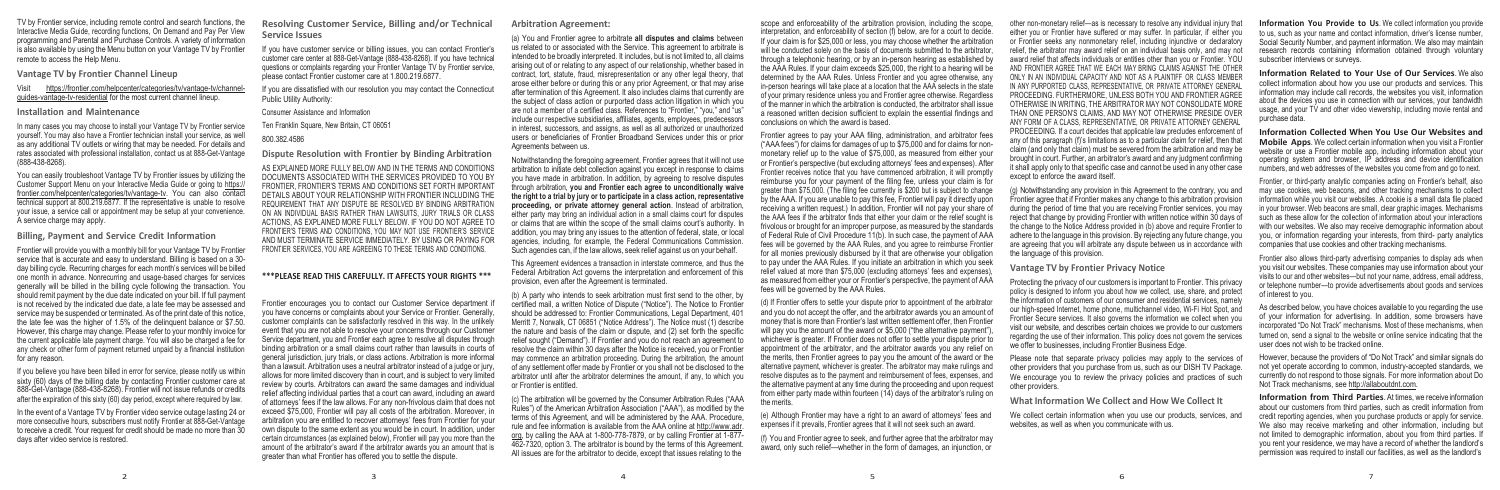TV by Frontier service, including remote control and search functions, the Interactive Media Guide, recording functions, On Demand and Pay Per View programming and Parental and Purchase Controls. A variety of information is also available by using the Menu button on your Vantage TV by Frontier remote to access the Help Menu.

## Vantage TV by Frontier Channel Lineup

Visit https://frontier.com/helpcenter/categories/tv/vantage-tv/channel-guides-vantage-tv-residential for the most current channel lineup.

## Installation and Maintenance

In many cases you may choose to install your Vantage TV by Frontier service yourself. You may also have a Frontier technician install your service, as well as any additional TV outlets or wiring that may be needed. For details and rates associated with professional installation, contact us at 888-Get-Vantage (888-438-8268).

You can easily troubleshoot Vantage TV by Frontier issues by utilizing the Customer Support Menu on your Interactive Media Guide or going to https://frontier.com/helpcenter/categories/tv/vantage-tv. You can also contact technical support at 800.219.6877. If the representative is unable to resolve your issue, a service call or appointment may be setup at your convenience. A service charge may apply.

## Billing, Payment and Service Credit Information

Frontier will provide you with a monthly bill for your Vantage TV by Frontier service that is accurate and easy to understand. Billing is based on a 30-day billing cycle. Recurring charges for each month's services will be billed one month in advance. Nonrecurring and usage-based charges for services generally will be billed in the billing cycle following the transaction. You should remit payment by the due date indicated on your bill. If full payment is not received by the indicated due date, a late fee may be assessed and service may be suspended or terminated. As of the print date of this notice, the late fee was the higher of 1.5% of the delinquent balance or $7.50. However, this charge may change. Please refer to your monthly invoice for the current applicable late payment charge. You will also be charged a fee for any check or other form of payment returned unpaid by a financial institution for any reason.

If you believe you have been billed in error for service, please notify us within sixty (60) days of the billing date by contacting Frontier customer care at 888-Get-Vantage (888-438-8268). Frontier will not issue refunds or credits after the expiration of this sixty (60) day period, except where required by law.

In the event of a Vantage TV by Frontier video service outage lasting 24 or more consecutive hours, subscribers must notify Frontier at 888-Get-Vantage to receive a credit. Your request for credit should be made no more than 30 days after video service is restored.

## Resolving Customer Service, Billing and/or Technical Service Issues

If you have customer service or billing issues, you can contact Frontier's customer care center at 888-Get-Vantage (888-438-8268). If you have technical questions or complaints regarding your Frontier Vantage TV by Frontier service, please contact Frontier customer care at 1.800.219.6877.

If you are dissatisfied with our resolution you may contact the Connecticut Public Utility Authority:

Consumer Assistance and Information

Ten Franklin Square, New Britain, CT 06051

800.382.4586

## Dispute Resolution with Frontier by Binding Arbitration

AS EXPLAINED MORE FULLY BELOW AND IN THE TERMS AND CONDITIONS DOCUMENTS ASSOCIATED WITH THE SERVICES PROVIDED TO YOU BY FRONTIER, FRONTIER'S TERMS AND CONDITIONS SET FORTH IMPORTANT DETAILS ABOUT YOUR RELATIONSHIP WITH FRONTIER INCLUDING THE REQUIREMENT THAT ANY DISPUTE BE RESOLVED BY BINDING ARBITRATION ON AN INDIVIDUAL BASIS RATHER THAN LAWSUITS, JURY TRIALS OR CLASS ACTIONS. AS EXPLAINED MORE FULLY BELOW, IF YOU DO NOT AGREE TO FRONTIER'S TERMS AND CONDITIONS, YOU MAY NOT USE FRONTIER'S SERVICE AND MUST TERMINATE SERVICE IMMEDIATELY. BY USING OR PAYING FOR FRONTIER SERVICES, YOU ARE AGREEING TO THESE TERMS AND CONDITIONS.

**\*\*\*PLEASE READ THIS CAREFULLY. IT AFFECTS YOUR RIGHTS \*\*\***

Frontier encourages you to contact our Customer Service department if you have concerns or complaints about your Service or Frontier. Generally, customer complaints can be satisfactorily resolved in this way. In the unlikely event that you are not able to resolve your concerns through our Customer Service department, you and Frontier each agree to resolve all disputes through binding arbitration or a small claims court rather than lawsuits in courts of general jurisdiction, jury trials, or class actions. Arbitration is more informal than a lawsuit. Arbitration uses a neutral arbitrator instead of a judge or jury, allows for more limited discovery than in court, and is subject to very limited review by courts. Arbitrators can award the same damages and individual relief affecting individual parties that a court can award, including an award of attorneys' fees if the law allows. For any non-frivolous claim that does not exceed $75,000, Frontier will pay all costs of the arbitration. Moreover, in arbitration you are entitled to recover attorneys' fees from Frontier for your own dispute to the same extent as you would be in court. In addition, under certain circumstances (as explained below), Frontier will pay you more than the amount of the arbitrator's award if the arbitrator awards you an amount that is greater than what Frontier has offered you to settle the dispute.

## Arbitration Agreement:

(a) You and Frontier agree to arbitrate **all disputes and claims** between us related to or associated with the Service. This agreement to arbitrate is intended to be broadly interpreted. It includes, but is not limited to, all claims arising out of or relating to any aspect of our relationship, whether based in contract, tort, statute, fraud, misrepresentation or any other legal theory, that arose either before or during this or any prior Agreement, or that may arise after termination of this Agreement. It also includes claims that currently are the subject of class action or purported class action litigation in which you are not a member of a certified class. References to "Frontier," "you," and "us" include our respective subsidiaries, affiliates, agents, employees, predecessors in interest, successors, and assigns, as well as all authorized or unauthorized users or beneficiaries of Frontier Broadband Services under this or prior Agreements between us.

Notwithstanding the foregoing agreement, Frontier agrees that it will not use arbitration to initiate debt collection against you except in response to claims you have made in arbitration. In addition, by agreeing to resolve disputes through arbitration, **you and Frontier each agree to unconditionally waive the right to a trial by jury or to participate in a class action, representative proceeding, or private attorney general action**. Instead of arbitration, either party may bring an individual action in a small claims court for disputes or claims that are within the scope of the small claims court's authority. In addition, you may bring any issues to the attention of federal, state, or local agencies, including, for example, the Federal Communications Commission. Such agencies can, if the law allows, seek relief against us on your behalf.

This Agreement evidences a transaction in interstate commerce, and thus the Federal Arbitration Act governs the interpretation and enforcement of this provision, even after the Agreement is terminated.

(b) A party who intends to seek arbitration must first send to the other, by certified mail, a written Notice of Dispute ("Notice"). The Notice to Frontier should be addressed to: Frontier Communications, Legal Department, 401 Merritt 7, Norwalk, CT 06851 ("Notice Address"). The Notice must (1) describe the nature and basis of the claim or dispute, and (2) set forth the specific relief sought ("Demand"). If Frontier and you do not reach an agreement to resolve the claim within 30 days after the Notice is received, you or Frontier may commence an arbitration proceeding. During the arbitration, the amount of any settlement offer made by Frontier or you shall not be disclosed to the arbitrator until after the arbitrator determines the amount, if any, to which you or Frontier is entitled.

(c) The arbitration will be governed by the Consumer Arbitration Rules ("AAA Rules") of the American Arbitration Association ("AAA"), as modified by the terms of this Agreement, and will be administered by the AAA. Procedure, rule and fee information is available from the AAA online at http://www.adr.org, by calling the AAA at 1-800-778-7879, or by calling Frontier at 1-877-462-7320, option 3. The arbitrator is bound by the terms of this Agreement. All issues are for the arbitrator to decide, except that issues relating to the scope and enforceability of the arbitration provision, including the scope, interpretation, and enforceability of section (f) below, are for a court to decide. If your claim is for $25,000 or less, you may choose whether the arbitration will be conducted solely on the basis of documents submitted to the arbitrator, through a telephonic hearing, or by an in-person hearing as established by the AAA Rules. If your claim exceeds $25,000, the right to a hearing will be determined by the AAA Rules. Unless Frontier and you agree otherwise, any in-person hearings will take place at a location that the AAA selects in the state of your primary residence unless you and Frontier agree otherwise. Regardless of the manner in which the arbitration is conducted, the arbitrator shall issue a reasoned written decision sufficient to explain the essential findings and conclusions on which the award is based.

Frontier agrees to pay your AAA filing, administration, and arbitrator fees ("AAA fees") for claims for damages of up to $75,000 and for claims for non-monetary relief up to the value of $75,000, as measured from either your or Frontier's perspective (but excluding attorneys' fees and expenses). After Frontier receives notice that you have commenced arbitration, it will promptly reimburse you for your payment of the filing fee, unless your claim is for greater than $75,000. (The filing fee currently is $200 but is subject to change by the AAA. If you are unable to pay this fee, Frontier will pay it directly upon receiving a written request.) In addition, Frontier will not pay your share of the AAA fees if the arbitrator finds that either your claim or the relief sought is frivolous or brought for an improper purpose, as measured by the standards of Federal Rule of Civil Procedure 11(b). In such case, the payment of AAA fees will be governed by the AAA Rules, and you agree to reimburse Frontier for all monies previously disbursed by it that are otherwise your obligation to pay under the AAA Rules. If you initiate an arbitration in which you seek relief valued at more than $75,000 (excluding attorneys' fees and expenses), as measured from either your or Frontier's perspective, the payment of AAA fees will be governed by the AAA Rules.

(d) If Frontier offers to settle your dispute prior to appointment of the arbitrator and you do not accept the offer, and the arbitrator awards you an amount of money that is more than Frontier's last written settlement offer, then Frontier will pay you the amount of the award or $5,000 ("the alternative payment"), whichever is greater. If Frontier does not offer to settle your dispute prior to appointment of the arbitrator, and the arbitrator awards you any relief on the merits, then Frontier agrees to pay you the amount of the award or the alternative payment, whichever is greater. The arbitrator may make rulings and resolve disputes as to the payment and reimbursement of fees, expenses, and the alternative payment at any time during the proceeding and upon request from either party made within fourteen (14) days of the arbitrator's ruling on the merits.

(e) Although Frontier may have a right to an award of attorneys' fees and expenses if it prevails, Frontier agrees that it will not seek such an award.

(f) You and Frontier agree to seek, and further agree that the arbitrator may award, only such relief—whether in the form of damages, an injunction, or other non-monetary relief—as is necessary to resolve any individual injury that either you or Frontier have suffered or may suffer. In particular, if either you or Frontier seeks any nonmonetary relief, including injunctive or declaratory relief, the arbitrator may award relief on an individual basis only, and may not award relief that affects individuals or entities other than you or Frontier. YOU AND FRONTIER AGREE THAT WE EACH MAY BRING CLAIMS AGAINST THE OTHER ONLY IN AN INDIVIDUAL CAPACITY AND NOT AS A PLAINTIFF OR CLASS MEMBER IN ANY PURPORTED CLASS, REPRESENTATIVE, OR PRIVATE ATTORNEY GENERAL PROCEEDING. FURTHERMORE, UNLESS BOTH YOU AND FRONTIER AGREE OTHERWISE IN WRITING, THE ARBITRATOR MAY NOT CONSOLIDATE MORE THAN ONE PERSON'S CLAIMS, AND MAY NOT OTHERWISE PRESIDE OVER ANY FORM OF A CLASS, REPRESENTATIVE, OR PRIVATE ATTORNEY GENERAL PROCEEDING. If a court decides that applicable law precludes enforcement of any of this paragraph (f)'s limitations as to a particular claim for relief, then that claim (and only that claim) must be severed from the arbitration and may be brought in court. Further, an arbitrator's award and any judgment confirming it shall apply only to that specific case and cannot be used in any other case except to enforce the award itself.

(g) Notwithstanding any provision in this Agreement to the contrary, you and Frontier agree that if Frontier makes any change to this arbitration provision during the period of time that you are receiving Frontier services, you may reject that change by providing Frontier with written notice within 30 days of the change to the Notice Address provided in (b) above and require Frontier to adhere to the language in this provision. By rejecting any future change, you are agreeing that you will arbitrate any dispute between us in accordance with the language of this provision.

## Vantage TV by Frontier Privacy Notice

Protecting the privacy of our customers is important to Frontier. This privacy policy is designed to inform you about how we collect, use, share, and protect the information of customers of our consumer and residential services, namely our high-speed Internet, home phone, multichannel video, Wi-Fi Hot Spot, and Frontier Secure services. It also governs the information we collect when you visit our website, and describes certain choices we provide to our customers regarding the use of their information. This policy does not govern the services we offer to businesses, including Frontier Business Edge.

Please note that separate privacy policies may apply to the services of other providers that you purchase from us, such as our DISH TV Package. We encourage you to review the privacy policies and practices of such other providers.

## What Information We Collect and How We Collect It

We collect certain information when you use our products, services, and websites, as well as when you communicate with us.

**Information You Provide to Us**. We collect information you provide to us, such as your name and contact information, driver's license number, Social Security Number, and payment information. We also may maintain research records containing information obtained through voluntary subscriber interviews or surveys.

**Information Related to Your Use of Our Services**. We also collect information about how you use our products and services. This information may include call records, the websites you visit, information about the devices you use in connection with our services, your bandwidth usage, and your TV and other video viewership, including movie rental and purchase data.

**Information Collected When You Use Our Websites and Mobile Apps**. We collect certain information when you visit a Frontier website or use a Frontier mobile app, including information about your operating system and browser, IP address and device identification numbers, and web addresses of the websites you come from and go to next.

Frontier, or third-party analytic companies acting on Frontier's behalf, also may use cookies, web beacons, and other tracking mechanisms to collect information while you visit our websites. A cookie is a small data file placed in your browser. Web beacons are small, clear graphic images. Mechanisms such as these allow for the collection of information about your interactions with our websites. We also may receive demographic information about you, or information regarding your interests, from third- party analytics companies that use cookies and other tracking mechanisms.

Frontier also allows third-party advertising companies to display ads when you visit our websites. These companies may use information about your visits to our and other websites—but not your name, address, email address, or telephone number—to provide advertisements about goods and services of interest to you.

As described below, you have choices available to you regarding the use of your information for advertising. In addition, some browsers have incorporated "Do Not Track" mechanisms. Most of these mechanisms, when turned on, send a signal to the website or online service indicating that the user does not wish to be tracked online.

However, because the providers of "Do Not Track" and similar signals do not yet operate according to common, industry-accepted standards, we currently do not respond to those signals. For more information about Do Not Track mechanisms, see http://allaboutdnt.com.

**Information from Third Parties**. At times, we receive information about our customers from third parties, such as credit information from credit reporting agencies, when you purchase products or apply for service. We also may receive marketing and other information, including but not limited to demographic information, about you from third parties. If you rent your residence, we may have a record of whether the landlord's permission was required to install our facilities, as well as the landlord's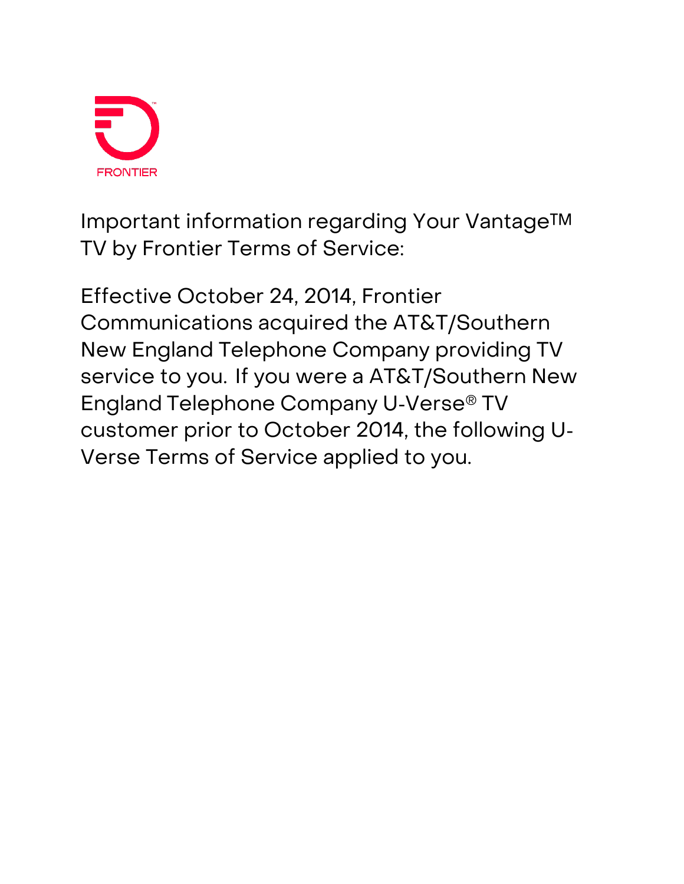FRONTIER

Important information regarding Your Vantage™ TV by Frontier Terms of Service:

Effective October 24, 2014, Frontier Communications acquired the AT&T/Southern New England Telephone Company providing TV service to you. If you were a AT&T/Southern New England Telephone Company U-Verse® TV customer prior to October 2014, the following U-Verse Terms of Service applied to you.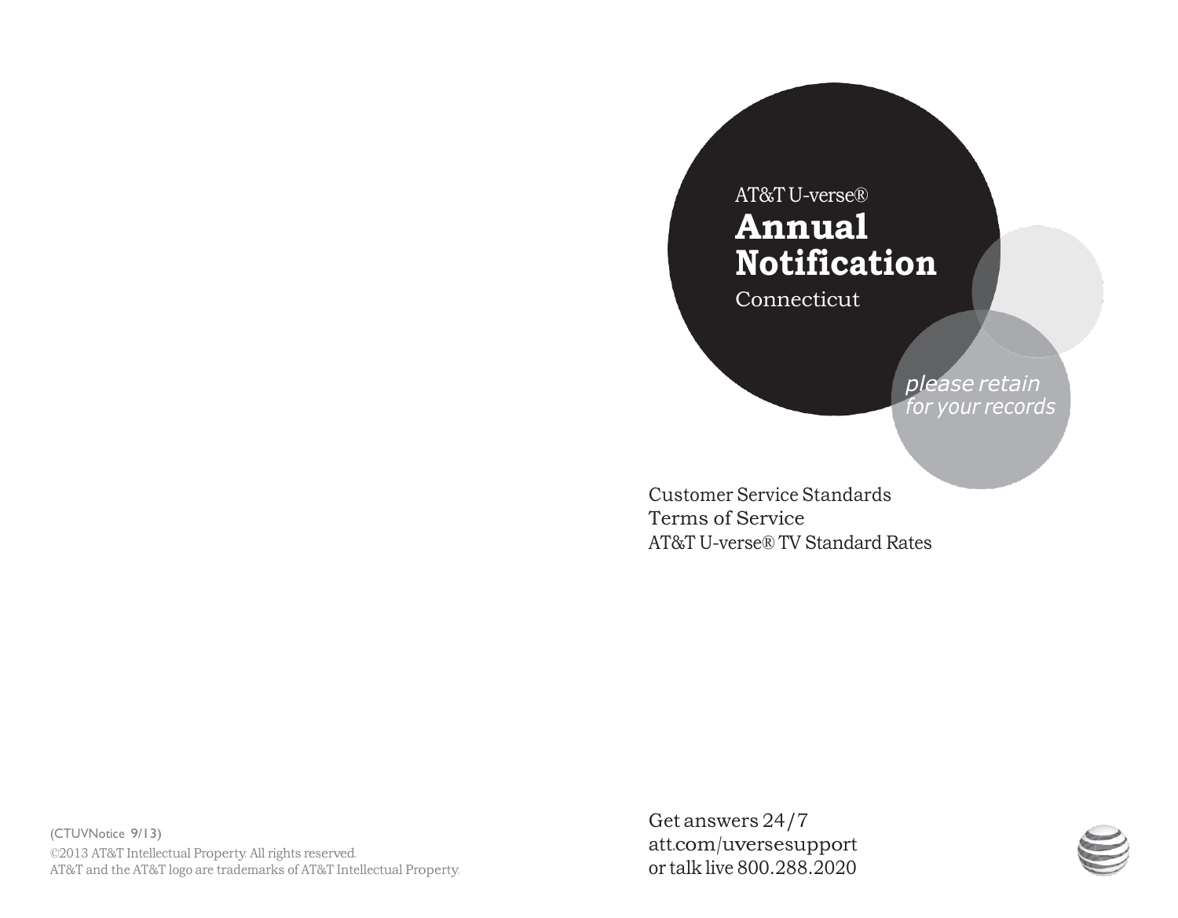AT&T U-verse®

# Annual Notification

Connecticut

*please retain for your records*

Customer Service Standards
Terms of Service
AT&T U-verse® TV Standard Rates

(CTUVNotice 9/13)
©2013 AT&T Intellectual Property. All rights reserved.
AT&T and the AT&T logo are trademarks of AT&T Intellectual Property.

Get answers 24/7
att.com/uversesupport
or talk live 800.288.2020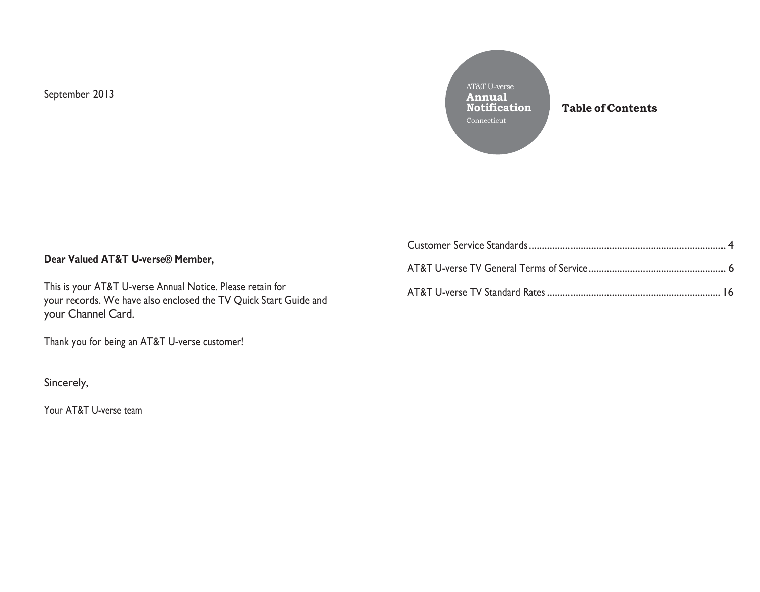September 2013

**Dear Valued AT&T U-verse® Member,**

This is your AT&T U-verse Annual Notice. Please retain for your records. We have also enclosed the TV Quick Start Guide and your Channel Card.

Thank you for being an AT&T U-verse customer!

Sincerely,

Your AT&T U-verse team

AT&T U-verse
**Annual Notification**
Connecticut

## Table of Contents

Customer Service Standards .......... 4

AT&T U-verse TV General Terms of Service .......... 6

AT&T U-verse TV Standard Rates .......... 16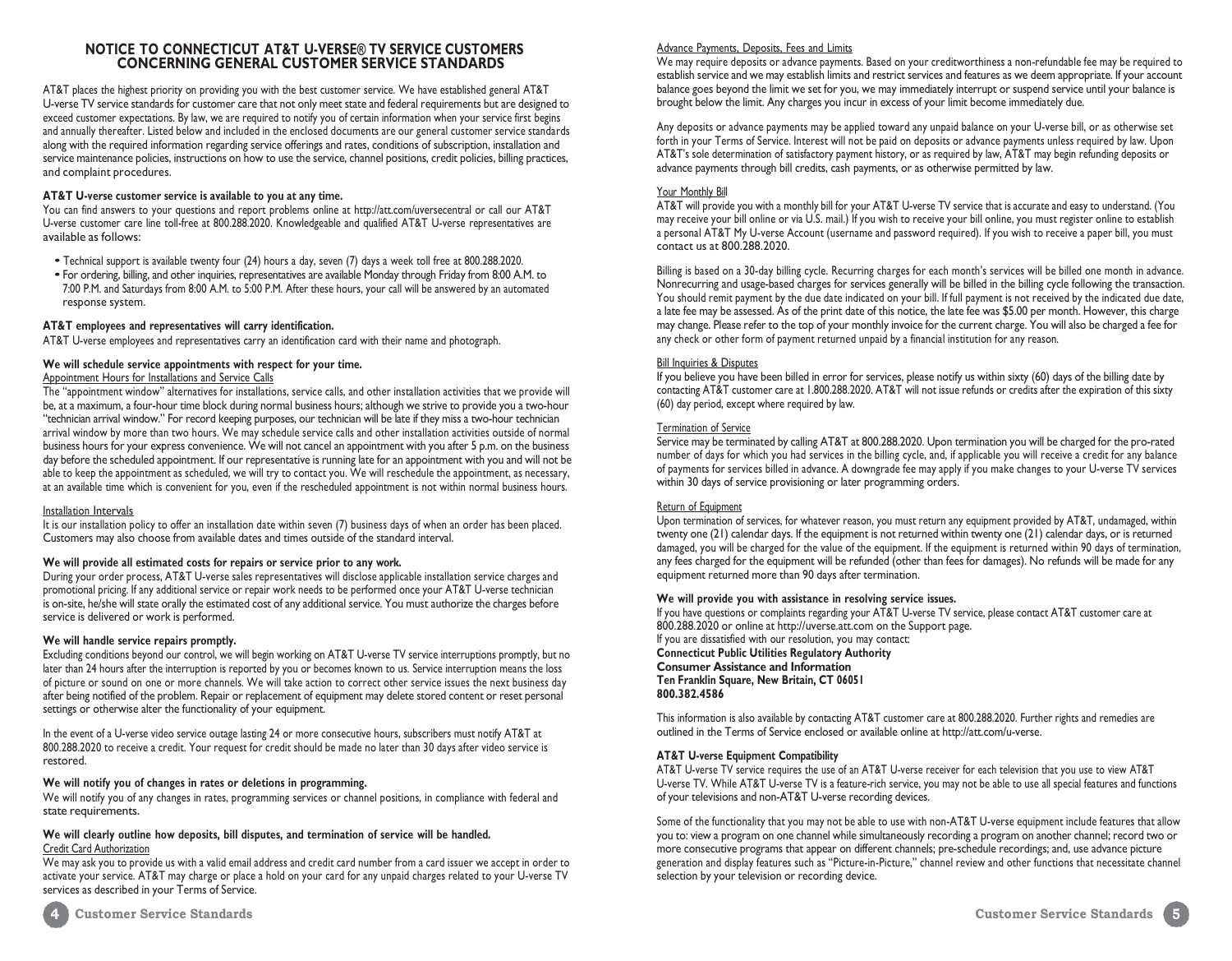# NOTICE TO CONNECTICUT AT&T U-VERSE® TV SERVICE CUSTOMERS CONCERNING GENERAL CUSTOMER SERVICE STANDARDS

AT&T places the highest priority on providing you with the best customer service. We have established general AT&T U-verse TV service standards for customer care that not only meet state and federal requirements but are designed to exceed customer expectations. By law, we are required to notify you of certain information when your service first begins and annually thereafter. Listed below and included in the enclosed documents are our general customer service standards along with the required information regarding service offerings and rates, conditions of subscription, installation and service maintenance policies, instructions on how to use the service, channel positions, credit policies, billing practices, and complaint procedures.

**AT&T U-verse customer service is available to you at any time.**

You can find answers to your questions and report problems online at http://att.com/uversecentral or call our AT&T U-verse customer care line toll-free at 800.288.2020. Knowledgeable and qualified AT&T U-verse representatives are available as follows:

- Technical support is available twenty four (24) hours a day, seven (7) days a week toll free at 800.288.2020.
- For ordering, billing, and other inquiries, representatives are available Monday through Friday from 8:00 A.M. to 7:00 P.M. and Saturdays from 8:00 A.M. to 5:00 P.M. After these hours, your call will be answered by an automated response system.

**AT&T employees and representatives will carry identification.**

AT&T U-verse employees and representatives carry an identification card with their name and photograph.

**We will schedule service appointments with respect for your time.**

Appointment Hours for Installations and Service Calls

The "appointment window" alternatives for installations, service calls, and other installation activities that we provide will be, at a maximum, a four-hour time block during normal business hours; although we strive to provide you a two-hour "technician arrival window." For record keeping purposes, our technician will be late if they miss a two-hour technician arrival window by more than two hours. We may schedule service calls and other installation activities outside of normal business hours for your express convenience. We will not cancel an appointment with you after 5 p.m. on the business day before the scheduled appointment. If our representative is running late for an appointment with you and will not be able to keep the appointment as scheduled, we will try to contact you. We will reschedule the appointment, as necessary, at an available time which is convenient for you, even if the rescheduled appointment is not within normal business hours.

Installation Intervals

It is our installation policy to offer an installation date within seven (7) business days of when an order has been placed. Customers may also choose from available dates and times outside of the standard interval.

**We will provide all estimated costs for repairs or service prior to any work.**

During your order process, AT&T U-verse sales representatives will disclose applicable installation service charges and promotional pricing. If any additional service or repair work needs to be performed once your AT&T U-verse technician is on-site, he/she will state orally the estimated cost of any additional service. You must authorize the charges before service is delivered or work is performed.

**We will handle service repairs promptly.**

Excluding conditions beyond our control, we will begin working on AT&T U-verse TV service interruptions promptly, but no later than 24 hours after the interruption is reported by you or becomes known to us. Service interruption means the loss of picture or sound on one or more channels. We will take action to correct other service issues the next business day after being notified of the problem. Repair or replacement of equipment may delete stored content or reset personal settings or otherwise alter the functionality of your equipment.

In the event of a U-verse video service outage lasting 24 or more consecutive hours, subscribers must notify AT&T at 800.288.2020 to receive a credit. Your request for credit should be made no later than 30 days after video service is restored.

**We will notify you of changes in rates or deletions in programming.**

We will notify you of any changes in rates, programming services or channel positions, in compliance with federal and state requirements.

**We will clearly outline how deposits, bill disputes, and termination of service will be handled.**

Credit Card Authorization

We may ask you to provide us with a valid email address and credit card number from a card issuer we accept in order to activate your service. AT&T may charge or place a hold on your card for any unpaid charges related to your U-verse TV services as described in your Terms of Service.

Advance Payments, Deposits, Fees and Limits

We may require deposits or advance payments. Based on your creditworthiness a non-refundable fee may be required to establish service and we may establish limits and restrict services and features as we deem appropriate. If your account balance goes beyond the limit we set for you, we may immediately interrupt or suspend service until your balance is brought below the limit. Any charges you incur in excess of your limit become immediately due.

Any deposits or advance payments may be applied toward any unpaid balance on your U-verse bill, or as otherwise set forth in your Terms of Service. Interest will not be paid on deposits or advance payments unless required by law. Upon AT&T's sole determination of satisfactory payment history, or as required by law, AT&T may begin refunding deposits or advance payments through bill credits, cash payments, or as otherwise permitted by law.

Your Monthly Bill

AT&T will provide you with a monthly bill for your AT&T U-verse TV service that is accurate and easy to understand. (You may receive your bill online or via U.S. mail.) If you wish to receive your bill online, you must register online to establish a personal AT&T My U-verse Account (username and password required). If you wish to receive a paper bill, you must contact us at 800.288.2020.

Billing is based on a 30-day billing cycle. Recurring charges for each month's services will be billed one month in advance. Nonrecurring and usage-based charges for services generally will be billed in the billing cycle following the transaction. You should remit payment by the due date indicated on your bill. If full payment is not received by the indicated due date, a late fee may be assessed. As of the print date of this notice, the late fee was $5.00 per month. However, this charge may change. Please refer to the top of your monthly invoice for the current charge. You will also be charged a fee for any check or other form of payment returned unpaid by a financial institution for any reason.

Bill Inquiries & Disputes

If you believe you have been billed in error for services, please notify us within sixty (60) days of the billing date by contacting AT&T customer care at 1.800.288.2020. AT&T will not issue refunds or credits after the expiration of this sixty (60) day period, except where required by law.

Termination of Service

Service may be terminated by calling AT&T at 800.288.2020. Upon termination you will be charged for the pro-rated number of days for which you had services in the billing cycle, and, if applicable you will receive a credit for any balance of payments for services billed in advance. A downgrade fee may apply if you make changes to your U-verse TV services within 30 days of service provisioning or later programming orders.

Return of Equipment

Upon termination of services, for whatever reason, you must return any equipment provided by AT&T, undamaged, within twenty one (21) calendar days. If the equipment is not returned within twenty one (21) calendar days, or is returned damaged, you will be charged for the value of the equipment. If the equipment is returned within 90 days of termination, any fees charged for the equipment will be refunded (other than fees for damages). No refunds will be made for any equipment returned more than 90 days after termination.

**We will provide you with assistance in resolving service issues.**

If you have questions or complaints regarding your AT&T U-verse TV service, please contact AT&T customer care at 800.288.2020 or online at http://uverse.att.com on the Support page.
If you are dissatisfied with our resolution, you may contact:
**Connecticut Public Utilities Regulatory Authority**
**Consumer Assistance and Information**
**Ten Franklin Square, New Britain, CT 06051**
**800.382.4586**

This information is also available by contacting AT&T customer care at 800.288.2020. Further rights and remedies are outlined in the Terms of Service enclosed or available online at http://att.com/u-verse.

**AT&T U-verse Equipment Compatibility**

AT&T U-verse TV service requires the use of an AT&T U-verse receiver for each television that you use to view AT&T U-verse TV. While AT&T U-verse TV is a feature-rich service, you may not be able to use all special features and functions of your televisions and non-AT&T U-verse recording devices.

Some of the functionality that you may not be able to use with non-AT&T U-verse equipment include features that allow you to: view a program on one channel while simultaneously recording a program on another channel; record two or more consecutive programs that appear on different channels; pre-schedule recordings; and, use advance picture generation and display features such as "Picture-in-Picture," channel review and other functions that necessitate channel selection by your television or recording device.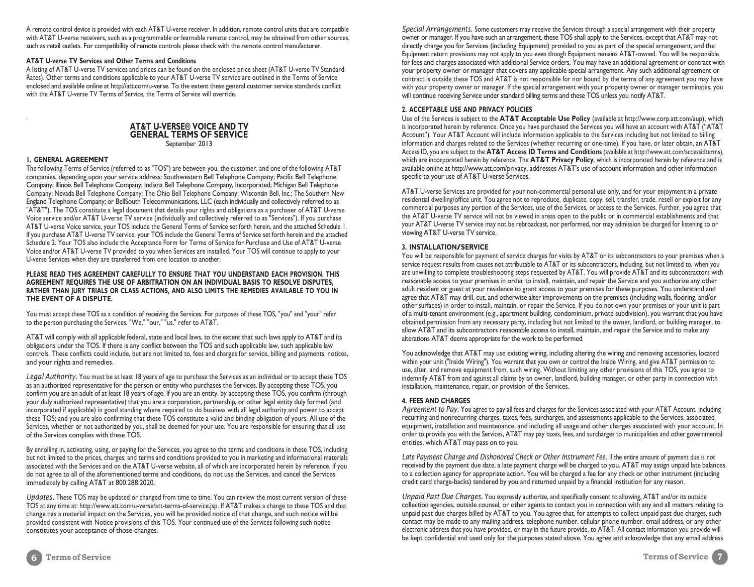A remote control device is provided with each AT&T U-verse receiver. In addition, remote control units that are compatible with AT&T U-verse receivers, such as a programmable or learnable remote control, may be obtained from other sources, such as retail outlets. For compatibility of remote controls please check with the remote control manufacturer.

**AT&T U-verse TV Services and Other Terms and Conditions**

A listing of AT&T U-verse TV services and prices can be found on the enclosed price sheet (AT&T U-verse TV Standard Rates). Other terms and conditions applicable to your AT&T U-verse TV service are outlined in the Terms of Service enclosed and available online at http://att.com/u-verse. To the extent these general customer service standards conflict with the AT&T U-verse TV Terms of Service, the Terms of Service will override.

# AT&T U-VERSE® VOICE AND TV GENERAL TERMS OF SERVICE

September 2013

## 1. GENERAL AGREEMENT

The following Terms of Service (referred to as "TOS") are between you, the customer, and one of the following AT&T companies, depending upon your service address: Southwestern Bell Telephone Company; Pacific Bell Telephone Company; Illinois Bell Telephone Company; Indiana Bell Telephone Company, Incorporated; Michigan Bell Telephone Company; Nevada Bell Telephone Company; The Ohio Bell Telephone Company; Wisconsin Bell, Inc.; The Southern New England Telephone Company; or BellSouth Telecommunications, LLC (each individually and collectively referred to as "AT&T"). The TOS constitute a legal document that details your rights and obligations as a purchaser of AT&T U-verse Voice service and/or AT&T U-verse TV service (individually and collectively referred to as "Services"). If you purchase AT&T U-verse Voice service, your TOS include the General Terms of Service set forth herein, and the attached Schedule 1. If you purchase AT&T U-verse TV service, your TOS include the General Terms of Service set forth herein and the attached Schedule 2. Your TOS also include the Acceptance Form for Terms of Service for Purchase and Use of AT&T U-verse Voice and/or AT&T U-verse TV provided to you when Services are installed. Your TOS will continue to apply to your U-verse Services when they are transferred from one location to another.

**PLEASE READ THIS AGREEMENT CAREFULLY TO ENSURE THAT YOU UNDERSTAND EACH PROVISION. THIS AGREEMENT REQUIRES THE USE OF ARBITRATION ON AN INDIVIDUAL BASIS TO RESOLVE DISPUTES, RATHER THAN JURY TRIALS OR CLASS ACTIONS, AND ALSO LIMITS THE REMEDIES AVAILABLE TO YOU IN THE EVENT OF A DISPUTE.**

You must accept these TOS as a condition of receiving the Services. For purposes of these TOS, "you" and "your" refer to the person purchasing the Services. "We," "our," "us," refer to AT&T.

AT&T will comply with all applicable federal, state and local laws, to the extent that such laws apply to AT&T and its obligations under the TOS. If there is any conflict between the TOS and such applicable law, such applicable law controls. These conflicts could include, but are not limited to, fees and charges for service, billing and payments, notices, and your rights and remedies.

*Legal Authority*. You must be at least 18 years of age to purchase the Services as an individual or to accept these TOS as an authorized representative for the person or entity who purchases the Services. By accepting these TOS, you confirm you are an adult of at least 18 years of age. If you are an entity, by accepting these TOS, you confirm (through your duly authorized representative) that you are a corporation, partnership, or other legal entity duly formed (and incorporated if applicable) in good standing where required to do business with all legal authority and power to accept these TOS; and you are also confirming that these TOS constitute a valid and binding obligation of yours. All use of the Services, whether or not authorized by you, shall be deemed for your use. You are responsible for ensuring that all use of the Services complies with these TOS.

By enrolling in, activating, using, or paying for the Services, you agree to the terms and conditions in these TOS, including but not limited to the prices, charges, and terms and conditions provided to you in marketing and informational materials associated with the Services and on the AT&T U-verse website, all of which are incorporated herein by reference. If you do not agree to all of the aforementioned terms and conditions, do not use the Services, and cancel the Services immediately by calling AT&T at 800.288.2020.

*Updates*. These TOS may be updated or changed from time to time. You can review the most current version of these TOS at any time at: http://www.att.com/u-verse/att-terms-of-service.jsp. If AT&T makes a change to these TOS and that change has a material impact on the Services, you will be provided notice of that change, and such notice will be provided consistent with Notice provisions of this TOS. Your continued use of the Services following such notice constitutes your acceptance of those changes.

*Special Arrangements*. Some customers may receive the Services through a special arrangement with their property owner or manager. If you have such an arrangement, these TOS shall apply to the Services, except that AT&T may not directly charge you for Services (including Equipment) provided to you as part of the special arrangement, and the Equipment return provisions may not apply to you even though Equipment remains AT&T-owned. You will be responsible for fees and charges associated with additional Service orders. You may have an additional agreement or contract with your property owner or manager that covers any applicable special arrangement. Any such additional agreement or contract is outside these TOS and AT&T is not responsible for nor bound by the terms of any agreement you may have with your property owner or manager. If the special arrangement with your property owner or manager terminates, you will continue receiving Service under standard billing terms and these TOS unless you notify AT&T.

## 2. ACCEPTABLE USE AND PRIVACY POLICIES

Use of the Services is subject to the **AT&T Acceptable Use Policy** (available at http://www.corp.att.com/aup), which is incorporated herein by reference. Once you have purchased the Services you will have an account with AT&T ("AT&T Account"). Your AT&T Account will include information applicable to the Services including but not limited to billing information and charges related to the Services (whether recurring or one-time). If you have, or later obtain, an AT&T Access ID, you are subject to the **AT&T Access ID Terms and Conditions** (available at http://www.att.com/accessidterms), which are incorporated herein by reference. The **AT&T Privacy Policy**, which is incorporated herein by reference and is available online at http://www.att.com/privacy, addresses AT&T's use of account information and other information specific to your use of AT&T U-verse Services.

AT&T U-verse Services are provided for your non-commercial personal use only, and for your enjoyment in a private residential dwelling/office unit. You agree not to reproduce, duplicate, copy, sell, transfer, trade, resell or exploit for any commercial purposes any portion of the Services, use of the Services, or access to the Services. Further, you agree that the AT&T U-verse TV service will not be viewed in areas open to the public or in commercial establishments and that your AT&T U-verse TV service may not be rebroadcast, nor performed, nor may admission be charged for listening to or viewing AT&T U-verse TV service.

## 3. INSTALLATION/SERVICE

You will be responsible for payment of service charges for visits by AT&T or its subcontractors to your premises when a service request results from causes not attributable to AT&T or its subcontractors, including, but not limited to, when you are unwilling to complete troubleshooting steps requested by AT&T. You will provide AT&T and its subcontractors with reasonable access to your premises in order to install, maintain, and repair the Service and you authorize any other adult resident or guest at your residence to grant access to your premises for these purposes. You understand and agree that AT&T may drill, cut, and otherwise alter improvements on the premises (including walls, flooring, and/or other surfaces) in order to install, maintain, or repair the Service. If you do not own your premises or your unit is part of a multi-tenant environment (e.g., apartment building, condominium, private subdivision), you warrant that you have obtained permission from any necessary party, including but not limited to the owner, landlord, or building manager, to allow AT&T and its subcontractors reasonable access to install, maintain, and repair the Service and to make any alterations AT&T deems appropriate for the work to be performed.

You acknowledge that AT&T may use existing wiring, including altering the wiring and removing accessories, located within your unit ("Inside Wiring"). You warrant that you own or control the Inside Wiring, and give AT&T permission to use, alter, and remove equipment from, such wiring. Without limiting any other provisions of this TOS, you agree to indemnify AT&T from and against all claims by an owner, landlord, building manager, or other party in connection with installation, maintenance, repair, or provision of the Services.

## 4. FEES AND CHARGES

*Agreement to Pay*. You agree to pay all fees and charges for the Services associated with your AT&T Account, including recurring and nonrecurring charges, taxes, fees, surcharges, and assessments applicable to the Services, associated equipment, installation and maintenance, and including all usage and other charges associated with your account. In order to provide you with the Services, AT&T may pay taxes, fees, and surcharges to municipalities and other governmental entities, which AT&T may pass on to you.

*Late Payment Charge and Dishonored Check or Other Instrument Fee*. If the entire amount of payment due is not received by the payment due date, a late payment charge will be charged to you. AT&T may assign unpaid late balances to a collection agency for appropriate action. You will be charged a fee for any check or other instrument (including credit card charge-backs) tendered by you and returned unpaid by a financial institution for any reason.

*Unpaid Past Due Charges*. You expressly authorize, and specifically consent to allowing, AT&T and/or its outside collection agencies, outside counsel, or other agents to contact you in connection with any and all matters relating to unpaid past due charges billed by AT&T to you. You agree that, for attempts to collect unpaid past due charges, such contact may be made to any mailing address, telephone number, cellular phone number, email address, or any other electronic address that you have provided, or may in the future provide, to AT&T. All contact information you provide will be kept confidential and used only for the purposes stated above. You agree and acknowledge that any email address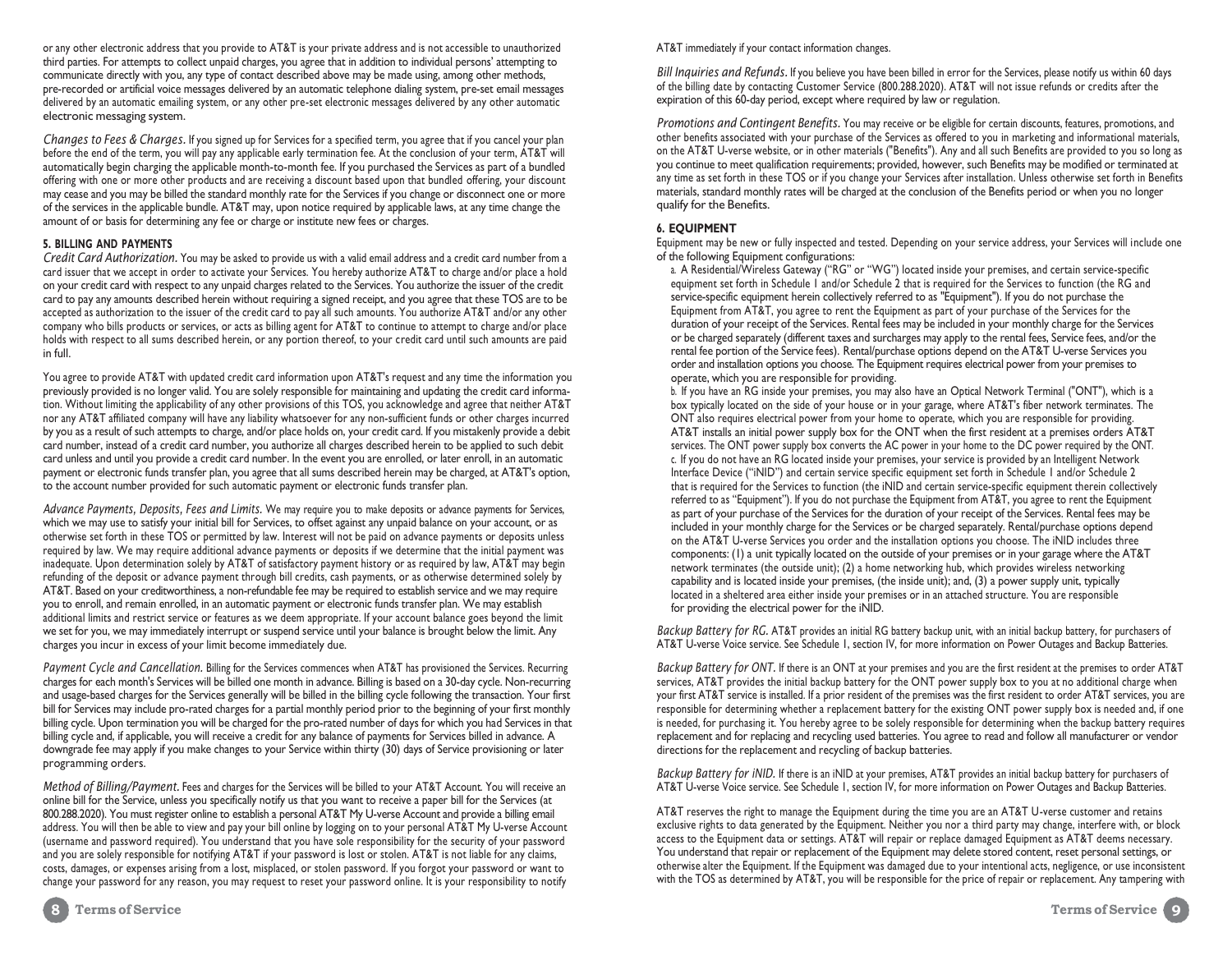or any other electronic address that you provide to AT&T is your private address and is not accessible to unauthorized third parties. For attempts to collect unpaid charges, you agree that in addition to individual persons' attempting to communicate directly with you, any type of contact described above may be made using, among other methods, pre-recorded or artificial voice messages delivered by an automatic telephone dialing system, pre-set email messages delivered by an automatic emailing system, or any other pre-set electronic messages delivered by any other automatic electronic messaging system.

*Changes to Fees & Charges.* If you signed up for Services for a specified term, you agree that if you cancel your plan before the end of the term, you will pay any applicable early termination fee. At the conclusion of your term, AT&T will automatically begin charging the applicable month-to-month fee. If you purchased the Services as part of a bundled offering with one or more other products and are receiving a discount based upon that bundled offering, your discount may cease and you may be billed the standard monthly rate for the Services if you change or disconnect one or more of the services in the applicable bundle. AT&T may, upon notice required by applicable laws, at any time change the amount of or basis for determining any fee or charge or institute new fees or charges.

## 5. BILLING AND PAYMENTS

*Credit Card Authorization.* You may be asked to provide us with a valid email address and a credit card number from a card issuer that we accept in order to activate your Services. You hereby authorize AT&T to charge and/or place a hold on your credit card with respect to any unpaid charges related to the Services. You authorize the issuer of the credit card to pay any amounts described herein without requiring a signed receipt, and you agree that these TOS are to be accepted as authorization to the issuer of the credit card to pay all such amounts. You authorize AT&T and/or any other company who bills products or services, or acts as billing agent for AT&T to continue to attempt to charge and/or place holds with respect to all sums described herein, or any portion thereof, to your credit card until such amounts are paid in full.

You agree to provide AT&T with updated credit card information upon AT&T's request and any time the information you previously provided is no longer valid. You are solely responsible for maintaining and updating the credit card information. Without limiting the applicability of any other provisions of this TOS, you acknowledge and agree that neither AT&T nor any AT&T affiliated company will have any liability whatsoever for any non-sufficient funds or other charges incurred by you as a result of such attempts to charge, and/or place holds on, your credit card. If you mistakenly provide a debit card number, instead of a credit card number, you authorize all charges described herein to be applied to such debit card unless and until you provide a credit card number. In the event you are enrolled, or later enroll, in an automatic payment or electronic funds transfer plan, you agree that all sums described herein may be charged, at AT&T's option, to the account number provided for such automatic payment or electronic funds transfer plan.

*Advance Payments, Deposits, Fees and Limits.* We may require you to make deposits or advance payments for Services, which we may use to satisfy your initial bill for Services, to offset against any unpaid balance on your account, or as otherwise set forth in these TOS or permitted by law. Interest will not be paid on advance payments or deposits unless required by law. We may require additional advance payments or deposits if we determine that the initial payment was inadequate. Upon determination solely by AT&T of satisfactory payment history or as required by law, AT&T may begin refunding of the deposit or advance payment through bill credits, cash payments, or as otherwise determined solely by AT&T. Based on your creditworthiness, a non-refundable fee may be required to establish service and we may require you to enroll, and remain enrolled, in an automatic payment or electronic funds transfer plan. We may establish additional limits and restrict service or features as we deem appropriate. If your account balance goes beyond the limit we set for you, we may immediately interrupt or suspend service until your balance is brought below the limit. Any charges you incur in excess of your limit become immediately due.

*Payment Cycle and Cancellation.* Billing for the Services commences when AT&T has provisioned the Services. Recurring charges for each month's Services will be billed one month in advance. Billing is based on a 30-day cycle. Non-recurring and usage-based charges for the Services generally will be billed in the billing cycle following the transaction. Your first bill for Services may include pro-rated charges for a partial monthly period prior to the beginning of your first monthly billing cycle. Upon termination you will be charged for the pro-rated number of days for which you had Services in that billing cycle and, if applicable, you will receive a credit for any balance of payments for Services billed in advance. A downgrade fee may apply if you make changes to your Service within thirty (30) days of Service provisioning or later programming orders.

*Method of Billing/Payment.* Fees and charges for the Services will be billed to your AT&T Account. You will receive an online bill for the Service, unless you specifically notify us that you want to receive a paper bill for the Services (at 800.288.2020). You must register online to establish a personal AT&T My U-verse Account and provide a billing email address. You will then be able to view and pay your bill online by logging on to your personal AT&T My U-verse Account (username and password required). You understand that you have sole responsibility for the security of your password and you are solely responsible for notifying AT&T if your password is lost or stolen. AT&T is not liable for any claims, costs, damages, or expenses arising from a lost, misplaced, or stolen password. If you forgot your password or want to change your password for any reason, you may request to reset your password online. It is your responsibility to notify AT&T immediately if your contact information changes.

*Bill Inquiries and Refunds.* If you believe you have been billed in error for the Services, please notify us within 60 days of the billing date by contacting Customer Service (800.288.2020). AT&T will not issue refunds or credits after the expiration of this 60-day period, except where required by law or regulation.

*Promotions and Contingent Benefits.* You may receive or be eligible for certain discounts, features, promotions, and other benefits associated with your purchase of the Services as offered to you in marketing and informational materials, on the AT&T U-verse website, or in other materials ("Benefits"). Any and all such Benefits are provided to you so long as you continue to meet qualification requirements; provided, however, such Benefits may be modified or terminated at any time as set forth in these TOS or if you change your Services after installation. Unless otherwise set forth in Benefits materials, standard monthly rates will be charged at the conclusion of the Benefits period or when you no longer qualify for the Benefits.

## 6. EQUIPMENT

Equipment may be new or fully inspected and tested. Depending on your service address, your Services will include one of the following Equipment configurations:

a. A Residential/Wireless Gateway ("RG" or "WG") located inside your premises, and certain service-specific equipment set forth in Schedule 1 and/or Schedule 2 that is required for the Services to function (the RG and service-specific equipment herein collectively referred to as "Equipment"). If you do not purchase the Equipment from AT&T, you agree to rent the Equipment as part of your purchase of the Services for the duration of your receipt of the Services. Rental fees may be included in your monthly charge for the Services or be charged separately (different taxes and surcharges may apply to the rental fees, Service fees, and/or the rental fee portion of the Service fees). Rental/purchase options depend on the AT&T U-verse Services you order and installation options you choose. The Equipment requires electrical power from your premises to operate, which you are responsible for providing.

b. If you have an RG inside your premises, you may also have an Optical Network Terminal ("ONT"), which is a box typically located on the side of your house or in your garage, where AT&T's fiber network terminates. The ONT also requires electrical power from your home to operate, which you are responsible for providing. AT&T installs an initial power supply box for the ONT when the first resident at a premises orders AT&T services. The ONT power supply box converts the AC power in your home to the DC power required by the ONT.

c. If you do not have an RG located inside your premises, your service is provided by an Intelligent Network Interface Device ("iNID") and certain service specific equipment set forth in Schedule 1 and/or Schedule 2 that is required for the Services to function (the iNID and certain service-specific equipment therein collectively referred to as "Equipment"). If you do not purchase the Equipment from AT&T, you agree to rent the Equipment as part of your purchase of the Services for the duration of your receipt of the Services. Rental fees may be included in your monthly charge for the Services or be charged separately. Rental/purchase options depend on the AT&T U-verse Services you order and the installation options you choose. The iNID includes three components: (1) a unit typically located on the outside of your premises or in your garage where the AT&T network terminates (the outside unit); (2) a home networking hub, which provides wireless networking capability and is located inside your premises, (the inside unit); and, (3) a power supply unit, typically located in a sheltered area either inside your premises or in an attached structure. You are responsible for providing the electrical power for the iNID.

*Backup Battery for RG.* AT&T provides an initial RG battery backup unit, with an initial backup battery, for purchasers of AT&T U-verse Voice service. See Schedule 1, section IV, for more information on Power Outages and Backup Batteries.

*Backup Battery for ONT.* If there is an ONT at your premises and you are the first resident at the premises to order AT&T services, AT&T provides the initial backup battery for the ONT power supply box to you at no additional charge when your first AT&T service is installed. If a prior resident of the premises was the first resident to order AT&T services, you are responsible for determining whether a replacement battery for the existing ONT power supply box is needed and, if one is needed, for purchasing it. You hereby agree to be solely responsible for determining when the backup battery requires replacement and for replacing and recycling used batteries. You agree to read and follow all manufacturer or vendor directions for the replacement and recycling of backup batteries.

*Backup Battery for iNID.* If there is an iNID at your premises, AT&T provides an initial backup battery for purchasers of AT&T U-verse Voice service. See Schedule 1, section IV, for more information on Power Outages and Backup Batteries.

AT&T reserves the right to manage the Equipment during the time you are an AT&T U-verse customer and retains exclusive rights to data generated by the Equipment. Neither you nor a third party may change, interfere with, or block access to the Equipment data or settings. AT&T will repair or replace damaged Equipment as AT&T deems necessary. You understand that repair or replacement of the Equipment may delete stored content, reset personal settings, or otherwise alter the Equipment. If the Equipment was damaged due to your intentional acts, negligence, or use inconsistent with the TOS as determined by AT&T, you will be responsible for the price of repair or replacement. Any tampering with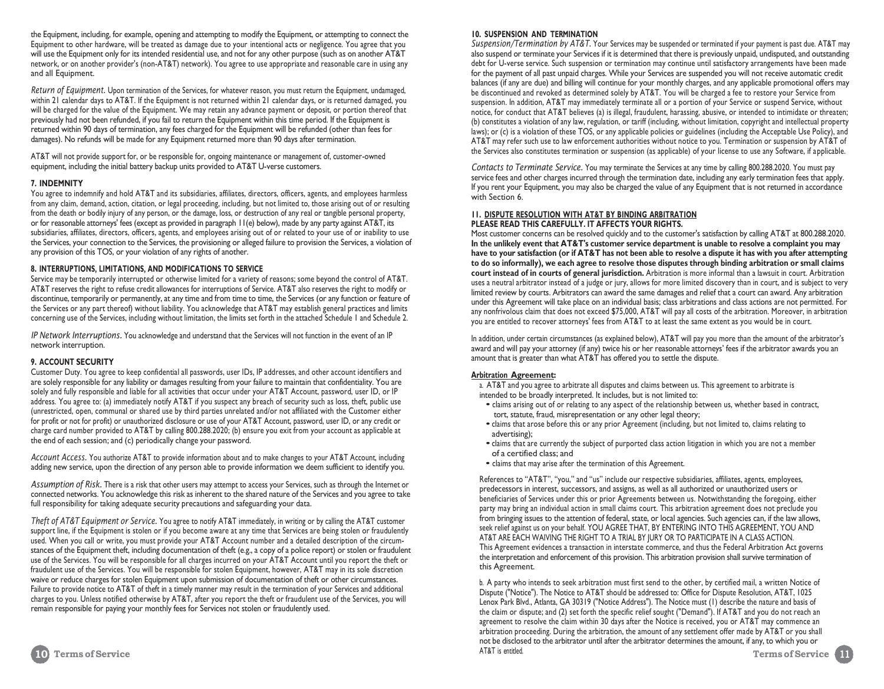the Equipment, including, for example, opening and attempting to modify the Equipment, or attempting to connect the Equipment to other hardware, will be treated as damage due to your intentional acts or negligence. You agree that you will use the Equipment only for its intended residential use, and not for any other purpose (such as on another AT&T network, or on another provider's (non-AT&T) network). You agree to use appropriate and reasonable care in using any and all Equipment.

*Return of Equipment.* Upon termination of the Services, for whatever reason, you must return the Equipment, undamaged, within 21 calendar days to AT&T. If the Equipment is not returned within 21 calendar days, or is returned damaged, you will be charged for the value of the Equipment. We may retain any advance payment or deposit, or portion thereof that previously had not been refunded, if you fail to return the Equipment within this time period. If the Equipment is returned within 90 days of termination, any fees charged for the Equipment will be refunded (other than fees for damages). No refunds will be made for any Equipment returned more than 90 days after termination.

AT&T will not provide support for, or be responsible for, ongoing maintenance or management of, customer-owned equipment, including the initial battery backup units provided to AT&T U-verse customers.

### 7. INDEMNITY

You agree to indemnify and hold AT&T and its subsidiaries, affiliates, directors, officers, agents, and employees harmless from any claim, demand, action, citation, or legal proceeding, including, but not limited to, those arising out of or resulting from the death or bodily injury of any person, or the damage, loss, or destruction of any real or tangible personal property, or for reasonable attorneys' fees (except as provided in paragraph 11(e) below), made by any party against AT&T, its subsidiaries, affiliates, directors, officers, agents, and employees arising out of or related to your use of or inability to use the Services, your connection to the Services, the provisioning or alleged failure to provision the Services, a violation of any provision of this TOS, or your violation of any rights of another.

### 8. INTERRUPTIONS, LIMITATIONS, AND MODIFICATIONS TO SERVICE

Service may be temporarily interrupted or otherwise limited for a variety of reasons; some beyond the control of AT&T. AT&T reserves the right to refuse credit allowances for interruptions of Service. AT&T also reserves the right to modify or discontinue, temporarily or permanently, at any time and from time to time, the Services (or any function or feature of the Services or any part thereof) without liability. You acknowledge that AT&T may establish general practices and limits concerning use of the Services, including without limitation, the limits set forth in the attached Schedule 1 and Schedule 2.

*IP Network Interruptions.* You acknowledge and understand that the Services will not function in the event of an IP network interruption.

### 9. ACCOUNT SECURITY

Customer Duty. You agree to keep confidential all passwords, user IDs, IP addresses, and other account identifiers and are solely responsible for any liability or damages resulting from your failure to maintain that confidentiality. You are solely and fully responsible and liable for all activities that occur under your AT&T Account, password, user ID, or IP address. You agree to: (a) immediately notify AT&T if you suspect any breach of security such as loss, theft, public use (unrestricted, open, communal or shared use by third parties unrelated and/or not affiliated with the Customer either for profit or not for profit) or unauthorized disclosure or use of your AT&T Account, password, user ID, or any credit or charge card number provided to AT&T by calling 800.288.2020; (b) ensure you exit from your account as applicable at the end of each session; and (c) periodically change your password.

*Account Access.* You authorize AT&T to provide information about and to make changes to your AT&T Account, including adding new service, upon the direction of any person able to provide information we deem sufficient to identify you.

*Assumption of Risk.* There is a risk that other users may attempt to access your Services, such as through the Internet or connected networks. You acknowledge this risk as inherent to the shared nature of the Services and you agree to take full responsibility for taking adequate security precautions and safeguarding your data.

*Theft of AT&T Equipment or Service.* You agree to notify AT&T immediately, in writing or by calling the AT&T customer support line, if the Equipment is stolen or if you become aware at any time that Services are being stolen or fraudulently used. When you call or write, you must provide your AT&T Account number and a detailed description of the circumstances of the Equipment theft, including documentation of theft (e.g., a copy of a police report) or stolen or fraudulent use of the Services. You will be responsible for all charges incurred on your AT&T Account until you report the theft or fraudulent use of the Services. You will be responsible for stolen Equipment, however, AT&T may in its sole discretion waive or reduce charges for stolen Equipment upon submission of documentation of theft or other circumstances. Failure to provide notice to AT&T of theft in a timely manner may result in the termination of your Services and additional charges to you. Unless notified otherwise by AT&T, after you report the theft or fraudulent use of the Services, you will remain responsible for paying your monthly fees for Services not stolen or fraudulently used.

### 10. SUSPENSION AND TERMINATION

*Suspension/Termination by AT&T.* Your Services may be suspended or terminated if your payment is past due. AT&T may also suspend or terminate your Services if it is determined that there is previously unpaid, undisputed, and outstanding debt for U-verse service. Such suspension or termination may continue until satisfactory arrangements have been made for the payment of all past unpaid charges. While your Services are suspended you will not receive automatic credit balances (if any are due) and billing will continue for your monthly charges, and any applicable promotional offers may be discontinued and revoked as determined solely by AT&T. You will be charged a fee to restore your Service from suspension. In addition, AT&T may immediately terminate all or a portion of your Service or suspend Service, without notice, for conduct that AT&T believes (a) is illegal, fraudulent, harassing, abusive, or intended to intimidate or threaten; (b) constitutes a violation of any law, regulation, or tariff (including, without limitation, copyright and intellectual property laws); or (c) is a violation of these TOS, or any applicable policies or guidelines (including the Acceptable Use Policy), and AT&T may refer such use to law enforcement authorities without notice to you. Termination or suspension by AT&T of the Services also constitutes termination or suspension (as applicable) of your license to use any Software, if applicable.

*Contacts to Terminate Service.* You may terminate the Services at any time by calling 800.288.2020. You must pay service fees and other charges incurred through the termination date, including any early termination fees that apply. If you rent your Equipment, you may also be charged the value of any Equipment that is not returned in accordance with Section 6.

### 11. DISPUTE RESOLUTION WITH AT&T BY BINDING ARBITRATION

**PLEASE READ THIS CAREFULLY. IT AFFECTS YOUR RIGHTS.**

Most customer concerns can be resolved quickly and to the customer's satisfaction by calling AT&T at 800.288.2020. **In the unlikely event that AT&T's customer service department is unable to resolve a complaint you may have to your satisfaction (or if AT&T has not been able to resolve a dispute it has with you after attempting to do so informally), we each agree to resolve those disputes through binding arbitration or small claims court instead of in courts of general jurisdiction.** Arbitration is more informal than a lawsuit in court. Arbitration uses a neutral arbitrator instead of a judge or jury, allows for more limited discovery than in court, and is subject to very limited review by courts. Arbitrators can award the same damages and relief that a court can award. Any arbitration under this Agreement will take place on an individual basis; class arbitrations and class actions are not permitted. For any nonfrivolous claim that does not exceed $75,000, AT&T will pay all costs of the arbitration. Moreover, in arbitration you are entitled to recover attorneys' fees from AT&T to at least the same extent as you would be in court.

In addition, under certain circumstances (as explained below), AT&T will pay you more than the amount of the arbitrator's award and will pay your attorney (if any) twice his or her reasonable attorneys' fees if the arbitrator awards you an amount that is greater than what AT&T has offered you to settle the dispute.

**Arbitration Agreement:**

a. AT&T and you agree to arbitrate all disputes and claims between us. This agreement to arbitrate is intended to be broadly interpreted. It includes, but is not limited to:

- claims arising out of or relating to any aspect of the relationship between us, whether based in contract, tort, statute, fraud, misrepresentation or any other legal theory;
- claims that arose before this or any prior Agreement (including, but not limited to, claims relating to advertising);
- claims that are currently the subject of purported class action litigation in which you are not a member of a certified class; and
- claims that may arise after the termination of this Agreement.

References to "AT&T", "you," and "us" include our respective subsidiaries, affiliates, agents, employees, predecessors in interest, successors, and assigns, as well as all authorized or unauthorized users or beneficiaries of Services under this or prior Agreements between us. Notwithstanding the foregoing, either party may bring an individual action in small claims court. This arbitration agreement does not preclude you from bringing issues to the attention of federal, state, or local agencies. Such agencies can, if the law allows, seek relief against us on your behalf. YOU AGREE THAT, BY ENTERING INTO THIS AGREEMENT, YOU AND AT&T ARE EACH WAIVING THE RIGHT TO A TRIAL BY JURY OR TO PARTICIPATE IN A CLASS ACTION. This Agreement evidences a transaction in interstate commerce, and thus the Federal Arbitration Act governs the interpretation and enforcement of this provision. This arbitration provision shall survive termination of this Agreement.

b. A party who intends to seek arbitration must first send to the other, by certified mail, a written Notice of Dispute ("Notice"). The Notice to AT&T should be addressed to: Office for Dispute Resolution, AT&T, 1025 Lenox Park Blvd., Atlanta, GA 30319 ("Notice Address"). The Notice must (1) describe the nature and basis of the claim or dispute; and (2) set forth the specific relief sought ("Demand"). If AT&T and you do not reach an agreement to resolve the claim within 30 days after the Notice is received, you or AT&T may commence an arbitration proceeding. During the arbitration, the amount of any settlement offer made by AT&T or you shall not be disclosed to the arbitrator until after the arbitrator determines the amount, if any, to which you or AT&T is entitled.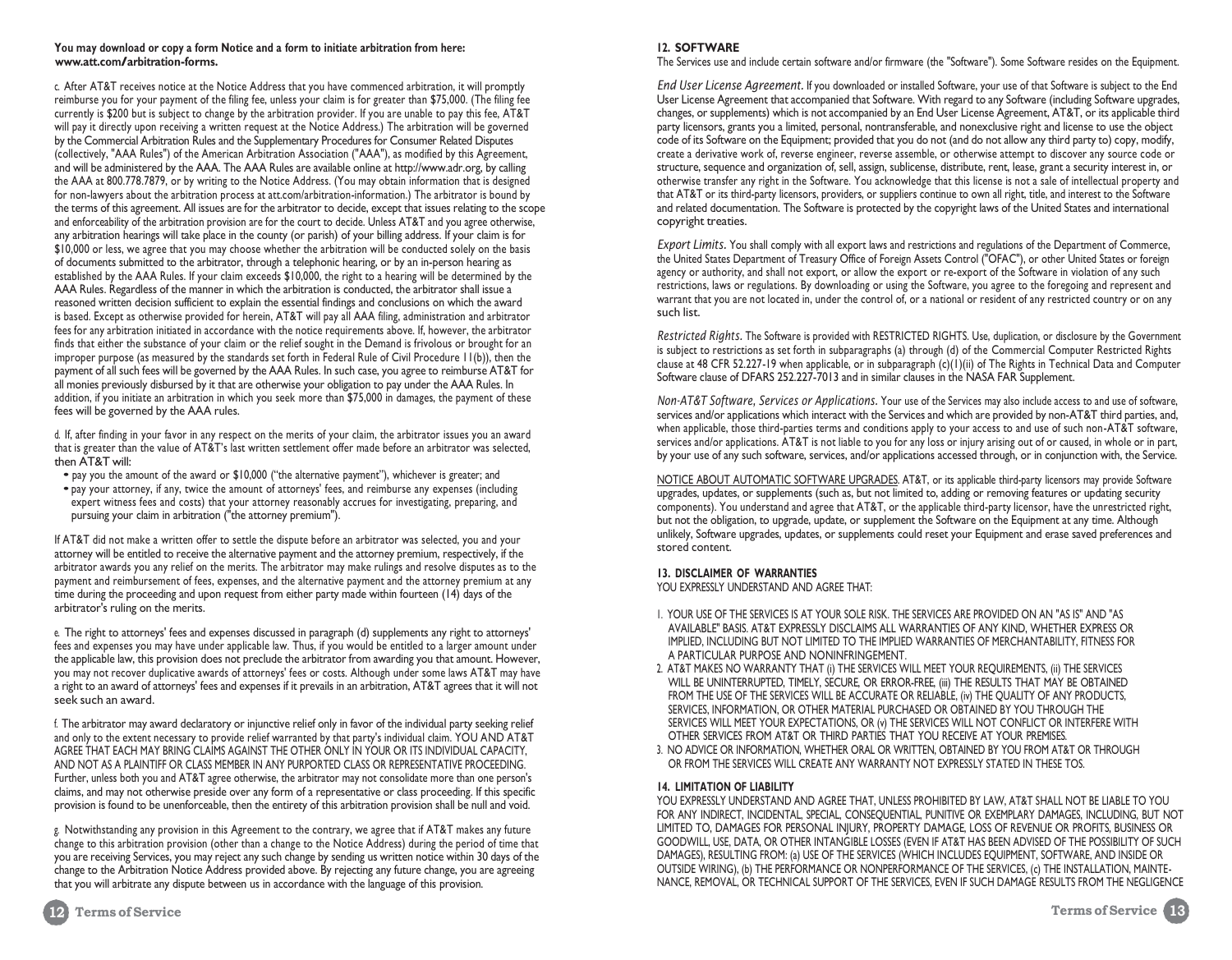**You may download or copy a form Notice and a form to initiate arbitration from here: www.att.com/arbitration-forms.**

c. After AT&T receives notice at the Notice Address that you have commenced arbitration, it will promptly reimburse you for your payment of the filing fee, unless your claim is for greater than $75,000. (The filing fee currently is $200 but is subject to change by the arbitration provider. If you are unable to pay this fee, AT&T will pay it directly upon receiving a written request at the Notice Address.) The arbitration will be governed by the Commercial Arbitration Rules and the Supplementary Procedures for Consumer Related Disputes (collectively, "AAA Rules") of the American Arbitration Association ("AAA"), as modified by this Agreement, and will be administered by the AAA. The AAA Rules are available online at http://www.adr.org, by calling the AAA at 800.778.7879, or by writing to the Notice Address. (You may obtain information that is designed for non-lawyers about the arbitration process at att.com/arbitration-information.) The arbitrator is bound by the terms of this agreement. All issues are for the arbitrator to decide, except that issues relating to the scope and enforceability of the arbitration provision are for the court to decide. Unless AT&T and you agree otherwise, any arbitration hearings will take place in the county (or parish) of your billing address. If your claim is for $10,000 or less, we agree that you may choose whether the arbitration will be conducted solely on the basis of documents submitted to the arbitrator, through a telephonic hearing, or by an in-person hearing as established by the AAA Rules. If your claim exceeds $10,000, the right to a hearing will be determined by the AAA Rules. Regardless of the manner in which the arbitration is conducted, the arbitrator shall issue a reasoned written decision sufficient to explain the essential findings and conclusions on which the award is based. Except as otherwise provided for herein, AT&T will pay all AAA filing, administration and arbitrator fees for any arbitration initiated in accordance with the notice requirements above. If, however, the arbitrator finds that either the substance of your claim or the relief sought in the Demand is frivolous or brought for an improper purpose (as measured by the standards set forth in Federal Rule of Civil Procedure 11(b)), then the payment of all such fees will be governed by the AAA Rules. In such case, you agree to reimburse AT&T for all monies previously disbursed by it that are otherwise your obligation to pay under the AAA Rules. In addition, if you initiate an arbitration in which you seek more than $75,000 in damages, the payment of these fees will be governed by the AAA rules.

d. If, after finding in your favor in any respect on the merits of your claim, the arbitrator issues you an award that is greater than the value of AT&T's last written settlement offer made before an arbitrator was selected, then AT&T will:

- pay you the amount of the award or $10,000 ("the alternative payment"), whichever is greater; and
- pay your attorney, if any, twice the amount of attorneys' fees, and reimburse any expenses (including expert witness fees and costs) that your attorney reasonably accrues for investigating, preparing, and pursuing your claim in arbitration ("the attorney premium").

If AT&T did not make a written offer to settle the dispute before an arbitrator was selected, you and your attorney will be entitled to receive the alternative payment and the attorney premium, respectively, if the arbitrator awards you any relief on the merits. The arbitrator may make rulings and resolve disputes as to the payment and reimbursement of fees, expenses, and the alternative payment and the attorney premium at any time during the proceeding and upon request from either party made within fourteen (14) days of the arbitrator's ruling on the merits.

e. The right to attorneys' fees and expenses discussed in paragraph (d) supplements any right to attorneys' fees and expenses you may have under applicable law. Thus, if you would be entitled to a larger amount under the applicable law, this provision does not preclude the arbitrator from awarding you that amount. However, you may not recover duplicative awards of attorneys' fees or costs. Although under some laws AT&T may have a right to an award of attorneys' fees and expenses if it prevails in an arbitration, AT&T agrees that it will not seek such an award.

f. The arbitrator may award declaratory or injunctive relief only in favor of the individual party seeking relief and only to the extent necessary to provide relief warranted by that party's individual claim. YOU AND AT&T AGREE THAT EACH MAY BRING CLAIMS AGAINST THE OTHER ONLY IN YOUR OR ITS INDIVIDUAL CAPACITY, AND NOT AS A PLAINTIFF OR CLASS MEMBER IN ANY PURPORTED CLASS OR REPRESENTATIVE PROCEEDING. Further, unless both you and AT&T agree otherwise, the arbitrator may not consolidate more than one person's claims, and may not otherwise preside over any form of a representative or class proceeding. If this specific provision is found to be unenforceable, then the entirety of this arbitration provision shall be null and void.

g. Notwithstanding any provision in this Agreement to the contrary, we agree that if AT&T makes any future change to this arbitration provision (other than a change to the Notice Address) during the period of time that you are receiving Services, you may reject any such change by sending us written notice within 30 days of the change to the Arbitration Notice Address provided above. By rejecting any future change, you are agreeing that you will arbitrate any dispute between us in accordance with the language of this provision.

## 12. SOFTWARE

The Services use and include certain software and/or firmware (the "Software"). Some Software resides on the Equipment.

*End User License Agreement.* If you downloaded or installed Software, your use of that Software is subject to the End User License Agreement that accompanied that Software. With regard to any Software (including Software upgrades, changes, or supplements) which is not accompanied by an End User License Agreement, AT&T, or its applicable third party licensors, grants you a limited, personal, nontransferable, and nonexclusive right and license to use the object code of its Software on the Equipment; provided that you do not (and do not allow any third party to) copy, modify, create a derivative work of, reverse engineer, reverse assemble, or otherwise attempt to discover any source code or structure, sequence and organization of, sell, assign, sublicense, distribute, rent, lease, grant a security interest in, or otherwise transfer any right in the Software. You acknowledge that this license is not a sale of intellectual property and that AT&T or its third-party licensors, providers, or suppliers continue to own all right, title, and interest to the Software and related documentation. The Software is protected by the copyright laws of the United States and international copyright treaties.

*Export Limits.* You shall comply with all export laws and restrictions and regulations of the Department of Commerce, the United States Department of Treasury Office of Foreign Assets Control ("OFAC"), or other United States or foreign agency or authority, and shall not export, or allow the export or re-export of the Software in violation of any such restrictions, laws or regulations. By downloading or using the Software, you agree to the foregoing and represent and warrant that you are not located in, under the control of, or a national or resident of any restricted country or on any such list.

*Restricted Rights.* The Software is provided with RESTRICTED RIGHTS. Use, duplication, or disclosure by the Government is subject to restrictions as set forth in subparagraphs (a) through (d) of the Commercial Computer Restricted Rights clause at 48 CFR 52.227-19 when applicable, or in subparagraph (c)(1)(ii) of The Rights in Technical Data and Computer Software clause of DFARS 252.227-7013 and in similar clauses in the NASA FAR Supplement.

*Non-AT&T Software, Services or Applications.* Your use of the Services may also include access to and use of software, services and/or applications which interact with the Services and which are provided by non-AT&T third parties, and, when applicable, those third-parties terms and conditions apply to your access to and use of such non-AT&T software, services and/or applications. AT&T is not liable to you for any loss or injury arising out of or caused, in whole or in part, by your use of any such software, services, and/or applications accessed through, or in conjunction with, the Service.

NOTICE ABOUT AUTOMATIC SOFTWARE UPGRADES. AT&T, or its applicable third-party licensors may provide Software upgrades, updates, or supplements (such as, but not limited to, adding or removing features or updating security components). You understand and agree that AT&T, or the applicable third-party licensor, have the unrestricted right, but not the obligation, to upgrade, update, or supplement the Software on the Equipment at any time. Although unlikely, Software upgrades, updates, or supplements could reset your Equipment and erase saved preferences and stored content.

## 13. DISCLAIMER OF WARRANTIES

YOU EXPRESSLY UNDERSTAND AND AGREE THAT:

1. YOUR USE OF THE SERVICES IS AT YOUR SOLE RISK. THE SERVICES ARE PROVIDED ON AN "AS IS" AND "AS AVAILABLE" BASIS. AT&T EXPRESSLY DISCLAIMS ALL WARRANTIES OF ANY KIND, WHETHER EXPRESS OR IMPLIED, INCLUDING BUT NOT LIMITED TO THE IMPLIED WARRANTIES OF MERCHANTABILITY, FITNESS FOR A PARTICULAR PURPOSE AND NONINFRINGEMENT.
2. AT&T MAKES NO WARRANTY THAT (i) THE SERVICES WILL MEET YOUR REQUIREMENTS, (ii) THE SERVICES WILL BE UNINTERRUPTED, TIMELY, SECURE, OR ERROR-FREE, (iii) THE RESULTS THAT MAY BE OBTAINED FROM THE USE OF THE SERVICES WILL BE ACCURATE OR RELIABLE, (iv) THE QUALITY OF ANY PRODUCTS, SERVICES, INFORMATION, OR OTHER MATERIAL PURCHASED OR OBTAINED BY YOU THROUGH THE SERVICES WILL MEET YOUR EXPECTATIONS, OR (v) THE SERVICES WILL NOT CONFLICT OR INTERFERE WITH OTHER SERVICES FROM AT&T OR THIRD PARTIES THAT YOU RECEIVE AT YOUR PREMISES.
3. NO ADVICE OR INFORMATION, WHETHER ORAL OR WRITTEN, OBTAINED BY YOU FROM AT&T OR THROUGH OR FROM THE SERVICES WILL CREATE ANY WARRANTY NOT EXPRESSLY STATED IN THESE TOS.

## 14. LIMITATION OF LIABILITY

YOU EXPRESSLY UNDERSTAND AND AGREE THAT, UNLESS PROHIBITED BY LAW, AT&T SHALL NOT BE LIABLE TO YOU FOR ANY INDIRECT, INCIDENTAL, SPECIAL, CONSEQUENTIAL, PUNITIVE OR EXEMPLARY DAMAGES, INCLUDING, BUT NOT LIMITED TO, DAMAGES FOR PERSONAL INJURY, PROPERTY DAMAGE, LOSS OF REVENUE OR PROFITS, BUSINESS OR GOODWILL, USE, DATA, OR OTHER INTANGIBLE LOSSES (EVEN IF AT&T HAS BEEN ADVISED OF THE POSSIBILITY OF SUCH DAMAGES), RESULTING FROM: (a) USE OF THE SERVICES (WHICH INCLUDES EQUIPMENT, SOFTWARE, AND INSIDE OR OUTSIDE WIRING), (b) THE PERFORMANCE OR NONPERFORMANCE OF THE SERVICES, (c) THE INSTALLATION, MAINTENANCE, REMOVAL, OR TECHNICAL SUPPORT OF THE SERVICES, EVEN IF SUCH DAMAGE RESULTS FROM THE NEGLIGENCE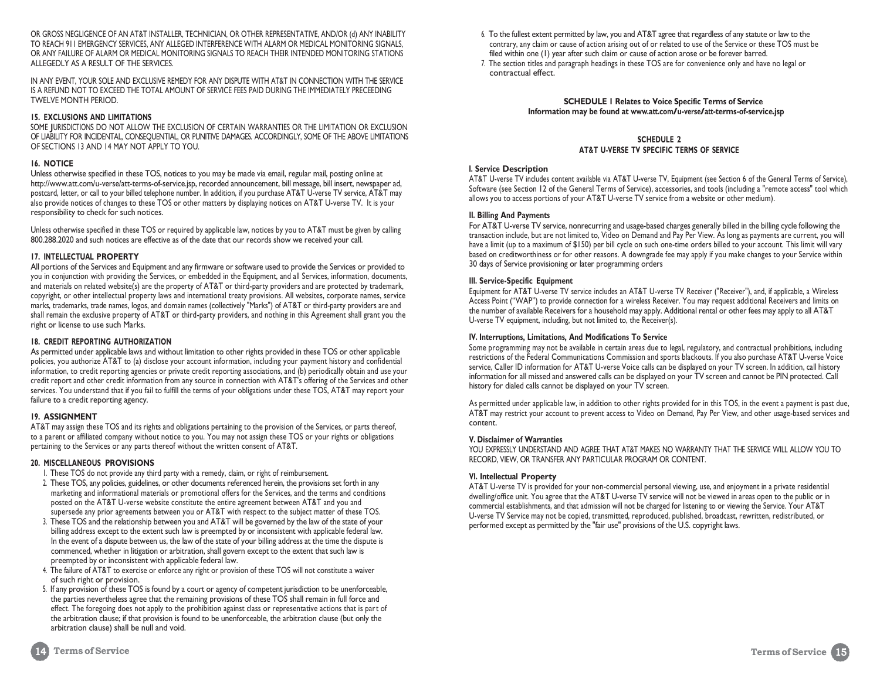OR GROSS NEGLIGENCE OF AN AT&T INSTALLER, TECHNICIAN, OR OTHER REPRESENTATIVE, AND/OR (d) ANY INABILITY TO REACH 911 EMERGENCY SERVICES, ANY ALLEGED INTERFERENCE WITH ALARM OR MEDICAL MONITORING SIGNALS, OR ANY FAILURE OF ALARM OR MEDICAL MONITORING SIGNALS TO REACH THEIR INTENDED MONITORING STATIONS ALLEGEDLY AS A RESULT OF THE SERVICES.

IN ANY EVENT, YOUR SOLE AND EXCLUSIVE REMEDY FOR ANY DISPUTE WITH AT&T IN CONNECTION WITH THE SERVICE IS A REFUND NOT TO EXCEED THE TOTAL AMOUNT OF SERVICE FEES PAID DURING THE IMMEDIATELY PRECEEDING TWELVE MONTH PERIOD.

### 15. EXCLUSIONS AND LIMITATIONS

SOME JURISDICTIONS DO NOT ALLOW THE EXCLUSION OF CERTAIN WARRANTIES OR THE LIMITATION OR EXCLUSION OF LIABILITY FOR INCIDENTAL, CONSEQUENTIAL, OR PUNITIVE DAMAGES. ACCORDINGLY, SOME OF THE ABOVE LIMITATIONS OF SECTIONS 13 AND 14 MAY NOT APPLY TO YOU.

### 16. NOTICE

Unless otherwise specified in these TOS, notices to you may be made via email, regular mail, posting online at http://www.att.com/u-verse/att-terms-of-service.jsp, recorded announcement, bill message, bill insert, newspaper ad, postcard, letter, or call to your billed telephone number. In addition, if you purchase AT&T U-verse TV service, AT&T may also provide notices of changes to these TOS or other matters by displaying notices on AT&T U-verse TV. It is your responsibility to check for such notices.

Unless otherwise specified in these TOS or required by applicable law, notices by you to AT&T must be given by calling 800.288.2020 and such notices are effective as of the date that our records show we received your call.

### 17. INTELLECTUAL PROPERTY

All portions of the Services and Equipment and any firmware or software used to provide the Services or provided to you in conjunction with providing the Services, or embedded in the Equipment, and all Services, information, documents, and materials on related website(s) are the property of AT&T or third-party providers and are protected by trademark, copyright, or other intellectual property laws and international treaty provisions. All websites, corporate names, service marks, trademarks, trade names, logos, and domain names (collectively "Marks") of AT&T or third-party providers are and shall remain the exclusive property of AT&T or third-party providers, and nothing in this Agreement shall grant you the right or license to use such Marks.

### 18. CREDIT REPORTING AUTHORIZATION

As permitted under applicable laws and without limitation to other rights provided in these TOS or other applicable policies, you authorize AT&T to (a) disclose your account information, including your payment history and confidential information, to credit reporting agencies or private credit reporting associations, and (b) periodically obtain and use your credit report and other credit information from any source in connection with AT&T's offering of the Services and other services. You understand that if you fail to fulfill the terms of your obligations under these TOS, AT&T may report your failure to a credit reporting agency.

### 19. ASSIGNMENT

AT&T may assign these TOS and its rights and obligations pertaining to the provision of the Services, or parts thereof, to a parent or affiliated company without notice to you. You may not assign these TOS or your rights or obligations pertaining to the Services or any parts thereof without the written consent of AT&T.

### 20. MISCELLANEOUS PROVISIONS

1. These TOS do not provide any third party with a remedy, claim, or right of reimbursement.
2. These TOS, any policies, guidelines, or other documents referenced herein, the provisions set forth in any marketing and informational materials or promotional offers for the Services, and the terms and conditions posted on the AT&T U-verse website constitute the entire agreement between AT&T and you and supersede any prior agreements between you or AT&T with respect to the subject matter of these TOS.
3. These TOS and the relationship between you and AT&T will be governed by the law of the state of your billing address except to the extent such law is preempted by or inconsistent with applicable federal law. In the event of a dispute between us, the law of the state of your billing address at the time the dispute is commenced, whether in litigation or arbitration, shall govern except to the extent that such law is preempted by or inconsistent with applicable federal law.
4. The failure of AT&T to exercise or enforce any right or provision of these TOS will not constitute a waiver of such right or provision.
5. If any provision of these TOS is found by a court or agency of competent jurisdiction to be unenforceable, the parties nevertheless agree that the remaining provisions of these TOS shall remain in full force and effect. The foregoing does not apply to the prohibition against class or representative actions that is part of the arbitration clause; if that provision is found to be unenforceable, the arbitration clause (but only the arbitration clause) shall be null and void.
6. To the fullest extent permitted by law, you and AT&T agree that regardless of any statute or law to the contrary, any claim or cause of action arising out of or related to use of the Service or these TOS must be filed within one (1) year after such claim or cause of action arose or be forever barred.
7. The section titles and paragraph headings in these TOS are for convenience only and have no legal or contractual effect.

**SCHEDULE 1 Relates to Voice Specific Terms of Service**
**Information may be found at www.att.com/u-verse/att-terms-of-service.jsp**

## SCHEDULE 2
## AT&T U-VERSE TV SPECIFIC TERMS OF SERVICE

### I. Service Description

AT&T U-verse TV includes content available via AT&T U-verse TV, Equipment (see Section 6 of the General Terms of Service), Software (see Section 12 of the General Terms of Service), accessories, and tools (including a "remote access" tool which allows you to access portions of your AT&T U-verse TV service from a website or other medium).

### II. Billing And Payments

For AT&T U-verse TV service, nonrecurring and usage-based charges generally billed in the billing cycle following the transaction include, but are not limited to, Video on Demand and Pay Per View. As long as payments are current, you will have a limit (up to a maximum of $150) per bill cycle on such one-time orders billed to your account. This limit will vary based on creditworthiness or for other reasons. A downgrade fee may apply if you make changes to your Service within 30 days of Service provisioning or later programming orders

### III. Service-Specific Equipment

Equipment for AT&T U-verse TV service includes an AT&T U-verse TV Receiver ("Receiver"), and, if applicable, a Wireless Access Point ("WAP") to provide connection for a wireless Receiver. You may request additional Receivers and limits on the number of available Receivers for a household may apply. Additional rental or other fees may apply to all AT&T U-verse TV equipment, including, but not limited to, the Receiver(s).

### IV. Interruptions, Limitations, And Modifications To Service

Some programming may not be available in certain areas due to legal, regulatory, and contractual prohibitions, including restrictions of the Federal Communications Commission and sports blackouts. If you also purchase AT&T U-verse Voice service, Caller ID information for AT&T U-verse Voice calls can be displayed on your TV screen. In addition, call history information for all missed and answered calls can be displayed on your TV screen and cannot be PIN protected. Call history for dialed calls cannot be displayed on your TV screen.

As permitted under applicable law, in addition to other rights provided for in this TOS, in the event a payment is past due, AT&T may restrict your account to prevent access to Video on Demand, Pay Per View, and other usage-based services and content.

### V. Disclaimer of Warranties

YOU EXPRESSLY UNDERSTAND AND AGREE THAT AT&T MAKES NO WARRANTY THAT THE SERVICE WILL ALLOW YOU TO RECORD, VIEW, OR TRANSFER ANY PARTICULAR PROGRAM OR CONTENT.

### VI. Intellectual Property

AT&T U-verse TV is provided for your non-commercial personal viewing, use, and enjoyment in a private residential dwelling/office unit. You agree that the AT&T U-verse TV service will not be viewed in areas open to the public or in commercial establishments, and that admission will not be charged for listening to or viewing the Service. Your AT&T U-verse TV Service may not be copied, transmitted, reproduced, published, broadcast, rewritten, redistributed, or performed except as permitted by the "fair use" provisions of the U.S. copyright laws.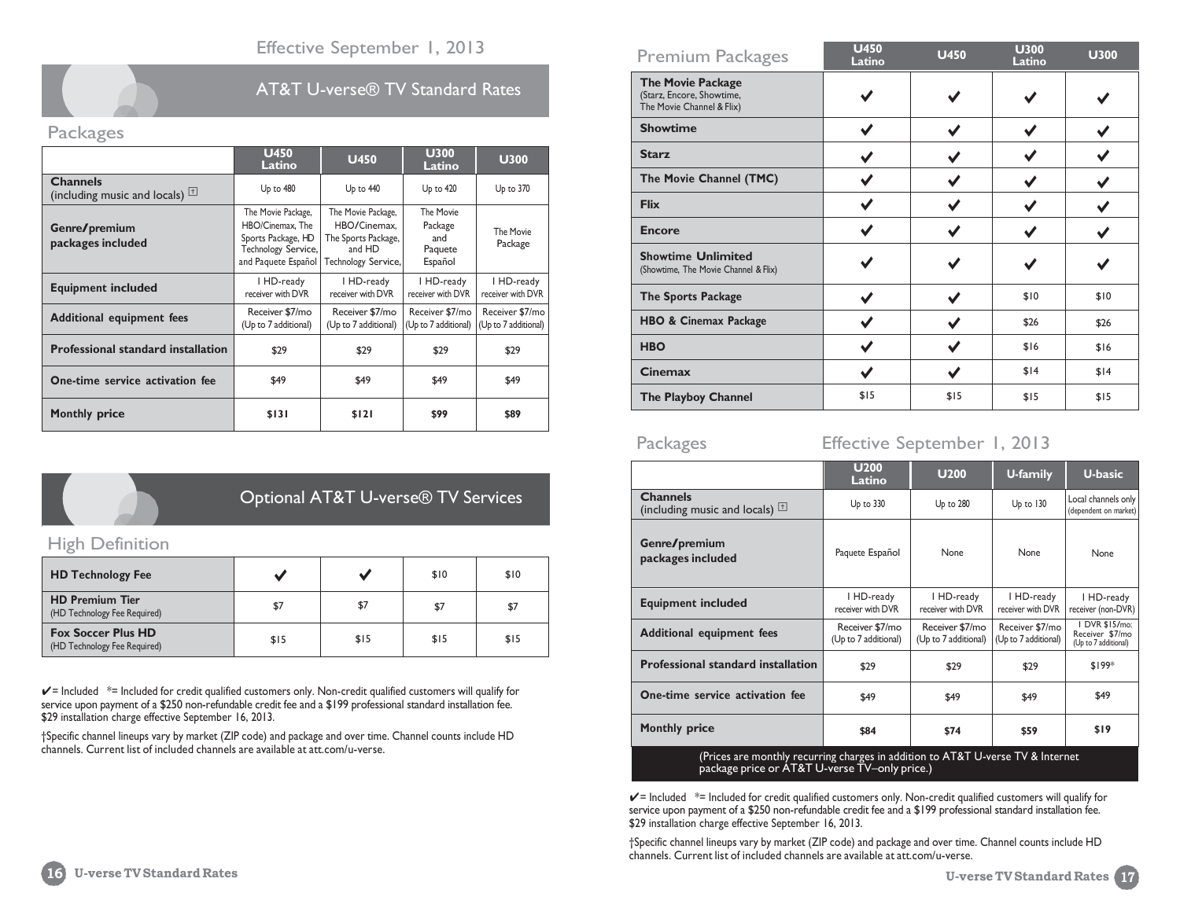Effective September 1, 2013

# AT&T U-verse® TV Standard Rates

## Packages

| | U450 Latino | U450 | U300 Latino | U300 |
|---|---|---|---|---|
| **Channels** (including music and locals) † | Up to 480 | Up to 440 | Up to 420 | Up to 370 |
| **Genre/premium packages included** | The Movie Package, HBO/Cinemax, The Sports Package, HD Technology Service, and Paquete Español | The Movie Package, HBO/Cinemax, The Sports Package, and HD Technology Service, | The Movie Package and Paquete Español | The Movie Package |
| **Equipment included** | 1 HD-ready receiver with DVR | 1 HD-ready receiver with DVR | 1 HD-ready receiver with DVR | 1 HD-ready receiver with DVR |
| **Additional equipment fees** | Receiver $7/mo (Up to 7 additional) | Receiver $7/mo (Up to 7 additional) | Receiver $7/mo (Up to 7 additional) | Receiver $7/mo (Up to 7 additional) |
| **Professional standard installation** | $29 | $29 | $29 | $29 |
| **One-time service activation fee** | $49 | $49 | $49 | $49 |
| **Monthly price** | **$131** | **$121** | **$99** | **$89** |

# Optional AT&T U-verse® TV Services

## High Definition

| | U450 Latino | U450 | U300 Latino | U300 |
|---|---|---|---|---|
| **HD Technology Fee** | ✔ | ✔ | $10 | $10 |
| **HD Premium Tier** (HD Technology Fee Required) | $7 | $7 | $7 | $7 |
| **Fox Soccer Plus HD** (HD Technology Fee Required) | $15 | $15 | $15 | $15 |

✔= Included *= Included for credit qualified customers only. Non-credit qualified customers will qualify for service upon payment of a $250 non-refundable credit fee and a $199 professional standard installation fee. $29 installation charge effective September 16, 2013.

†Specific channel lineups vary by market (ZIP code) and package and over time. Channel counts include HD channels. Current list of included channels are available at att.com/u-verse.

## Premium Packages

| | U450 Latino | U450 | U300 Latino | U300 |
|---|---|---|---|---|
| **The Movie Package** (Starz, Encore, Showtime, The Movie Channel & Flix) | ✔ | ✔ | ✔ | ✔ |
| **Showtime** | ✔ | ✔ | ✔ | ✔ |
| **Starz** | ✔ | ✔ | ✔ | ✔ |
| **The Movie Channel (TMC)** | ✔ | ✔ | ✔ | ✔ |
| **Flix** | ✔ | ✔ | ✔ | ✔ |
| **Encore** | ✔ | ✔ | ✔ | ✔ |
| **Showtime Unlimited** (Showtime, The Movie Channel & Flix) | ✔ | ✔ | ✔ | ✔ |
| **The Sports Package** | ✔ | ✔ | $10 | $10 |
| **HBO & Cinemax Package** | ✔ | ✔ | $26 | $26 |
| **HBO** | ✔ | ✔ | $16 | $16 |
| **Cinemax** | ✔ | ✔ | $14 | $14 |
| **The Playboy Channel** | $15 | $15 | $15 | $15 |

## Packages

Effective September 1, 2013

| | U200 Latino | U200 | U-family | U-basic |
|---|---|---|---|---|
| **Channels** (including music and locals) † | Up to 330 | Up to 280 | Up to 130 | Local channels only (dependent on market) |
| **Genre/premium packages included** | Paquete Español | None | None | None |
| **Equipment included** | 1 HD-ready receiver with DVR | 1 HD-ready receiver with DVR | 1 HD-ready receiver with DVR | 1 HD-ready receiver (non-DVR) |
| **Additional equipment fees** | Receiver $7/mo (Up to 7 additional) | Receiver $7/mo (Up to 7 additional) | Receiver $7/mo (Up to 7 additional) | 1 DVR $15/mo; Receiver $7/mo (Up to 7 additional) |
| **Professional standard installation** | $29 | $29 | $29 | $199* |
| **One-time service activation fee** | $49 | $49 | $49 | $49 |
| **Monthly price** | **$84** | **$74** | **$59** | **$19** |

(Prices are monthly recurring charges in addition to AT&T U-verse TV & Internet package price or AT&T U-verse TV–only price.)

✔= Included *= Included for credit qualified customers only. Non-credit qualified customers will qualify for service upon payment of a $250 non-refundable credit fee and a $199 professional standard installation fee. $29 installation charge effective September 16, 2013.

†Specific channel lineups vary by market (ZIP code) and package and over time. Channel counts include HD channels. Current list of included channels are available at att.com/u-verse.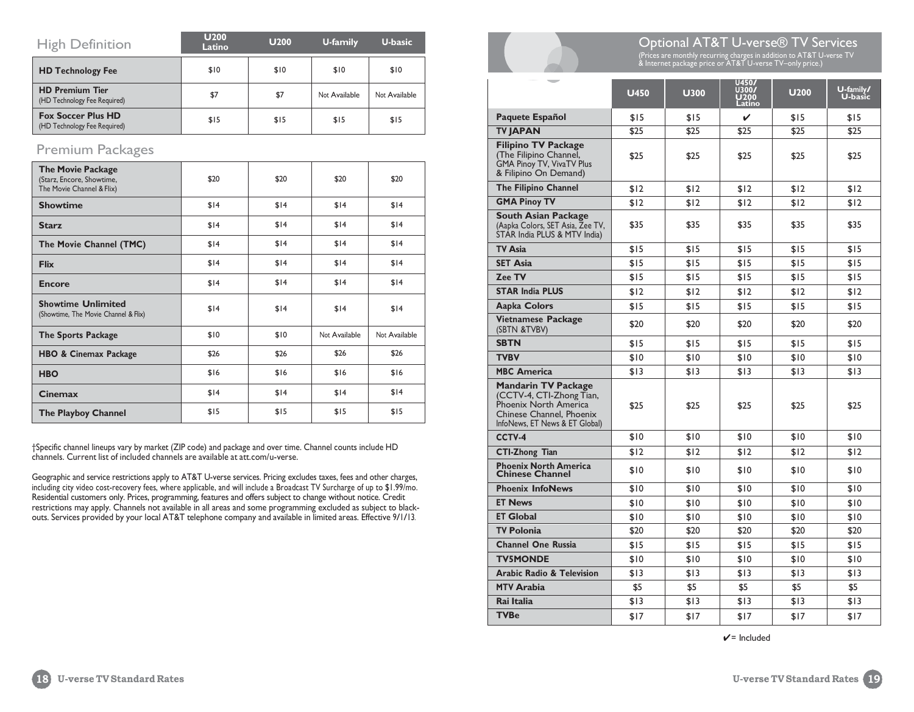## High Definition

| High Definition | U200 Latino | U200 | U-family | U-basic |
|---|---|---|---|---|
| **HD Technology Fee** | $10 | $10 | $10 | $10 |
| **HD Premium Tier** (HD Technology Fee Required) | $7 | $7 | Not Available | Not Available |
| **Fox Soccer Plus HD** (HD Technology Fee Required) | $15 | $15 | $15 | $15 |

## Premium Packages

| | | | | |
|---|---|---|---|---|
| **The Movie Package** (Starz, Encore, Showtime, The Movie Channel & Flix) | $20 | $20 | $20 | $20 |
| **Showtime** | $14 | $14 | $14 | $14 |
| **Starz** | $14 | $14 | $14 | $14 |
| **The Movie Channel (TMC)** | $14 | $14 | $14 | $14 |
| **Flix** | $14 | $14 | $14 | $14 |
| **Encore** | $14 | $14 | $14 | $14 |
| **Showtime Unlimited** (Showtime, The Movie Channel & Flix) | $14 | $14 | $14 | $14 |
| **The Sports Package** | $10 | $10 | Not Available | Not Available |
| **HBO & Cinemax Package** | $26 | $26 | $26 | $26 |
| **HBO** | $16 | $16 | $16 | $16 |
| **Cinemax** | $14 | $14 | $14 | $14 |
| **The Playboy Channel** | $15 | $15 | $15 | $15 |

†Specific channel lineups vary by market (ZIP code) and package and over time. Channel counts include HD channels. Current list of included channels are available at att.com/u-verse.

Geographic and service restrictions apply to AT&T U-verse services. Pricing excludes taxes, fees and other charges, including city video cost-recovery fees, where applicable, and will include a Broadcast TV Surcharge of up to $1.99/mo. Residential customers only. Prices, programming, features and offers subject to change without notice. Credit restrictions may apply. Channels not available in all areas and some programming excluded as subject to blackouts. Services provided by your local AT&T telephone company and available in limited areas. Effective 9/1/13.

## Optional AT&T U-verse® TV Services

(Prices are monthly recurring charges in addition to AT&T U-verse TV & Internet package price or AT&T U-verse TV–only price.)

| | U450 | U300 | U450/ U300/ U200 Latino | U200 | U-family/ U-basic |
|---|---|---|---|---|---|
| **Paquete Español** | $15 | $15 | ✔ | $15 | $15 |
| **TV JAPAN** | $25 | $25 | $25 | $25 | $25 |
| **Filipino TV Package** (The Filipino Channel, GMA Pinoy TV, VivaTV Plus & Filipino On Demand) | $25 | $25 | $25 | $25 | $25 |
| **The Filipino Channel** | $12 | $12 | $12 | $12 | $12 |
| **GMA Pinoy TV** | $12 | $12 | $12 | $12 | $12 |
| **South Asian Package** (Aapka Colors, SET Asia, Zee TV, STAR India PLUS & MTV India) | $35 | $35 | $35 | $35 | $35 |
| **TV Asia** | $15 | $15 | $15 | $15 | $15 |
| **SET Asia** | $15 | $15 | $15 | $15 | $15 |
| **Zee TV** | $15 | $15 | $15 | $15 | $15 |
| **STAR India PLUS** | $12 | $12 | $12 | $12 | $12 |
| **Aapka Colors** | $15 | $15 | $15 | $15 | $15 |
| **Vietnamese Package** (SBTN &TVBV) | $20 | $20 | $20 | $20 | $20 |
| **SBTN** | $15 | $15 | $15 | $15 | $15 |
| **TVBV** | $10 | $10 | $10 | $10 | $10 |
| **MBC America** | $13 | $13 | $13 | $13 | $13 |
| **Mandarin TV Package** (CCTV-4, CTI-Zhong Tian, Phoenix North America Chinese Channel, Phoenix InfoNews, ET News & ET Global) | $25 | $25 | $25 | $25 | $25 |
| **CCTV-4** | $10 | $10 | $10 | $10 | $10 |
| **CTI-Zhong Tian** | $12 | $12 | $12 | $12 | $12 |
| **Phoenix North America Chinese Channel** | $10 | $10 | $10 | $10 | $10 |
| **Phoenix InfoNews** | $10 | $10 | $10 | $10 | $10 |
| **ET News** | $10 | $10 | $10 | $10 | $10 |
| **ET Global** | $10 | $10 | $10 | $10 | $10 |
| **TV Polonia** | $20 | $20 | $20 | $20 | $20 |
| **Channel One Russia** | $15 | $15 | $15 | $15 | $15 |
| **TV5MONDE** | $10 | $10 | $10 | $10 | $10 |
| **Arabic Radio & Television** | $13 | $13 | $13 | $13 | $13 |
| **MTV Arabia** | $5 | $5 | $5 | $5 | $5 |
| **Rai Italia** | $13 | $13 | $13 | $13 | $13 |
| **TVBe** | $17 | $17 | $17 | $17 | $17 |

✔= Included